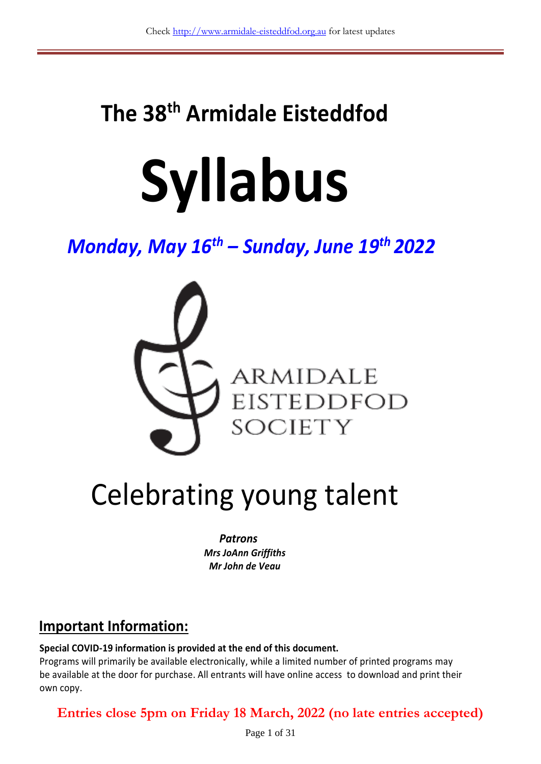# The 38th Armidale Eisteddfod

# Syllabus

## *Monday, May 16th – Sunday, June 19th 2022*

ARMIDALE EISTEDDFOD SOCIETY

# Celebrating young talent

***Patrons***
***Mrs JoAnn Griffiths***
***Mr John de Veau***

## Important Information:

**Special COVID-19 information is provided at the end of this document.**

Programs will primarily be available electronically, while a limited number of printed programs may be available at the door for purchase. All entrants will have online access to download and print their own copy.

**Entries close 5pm on Friday 18 March, 2022 (no late entries accepted)**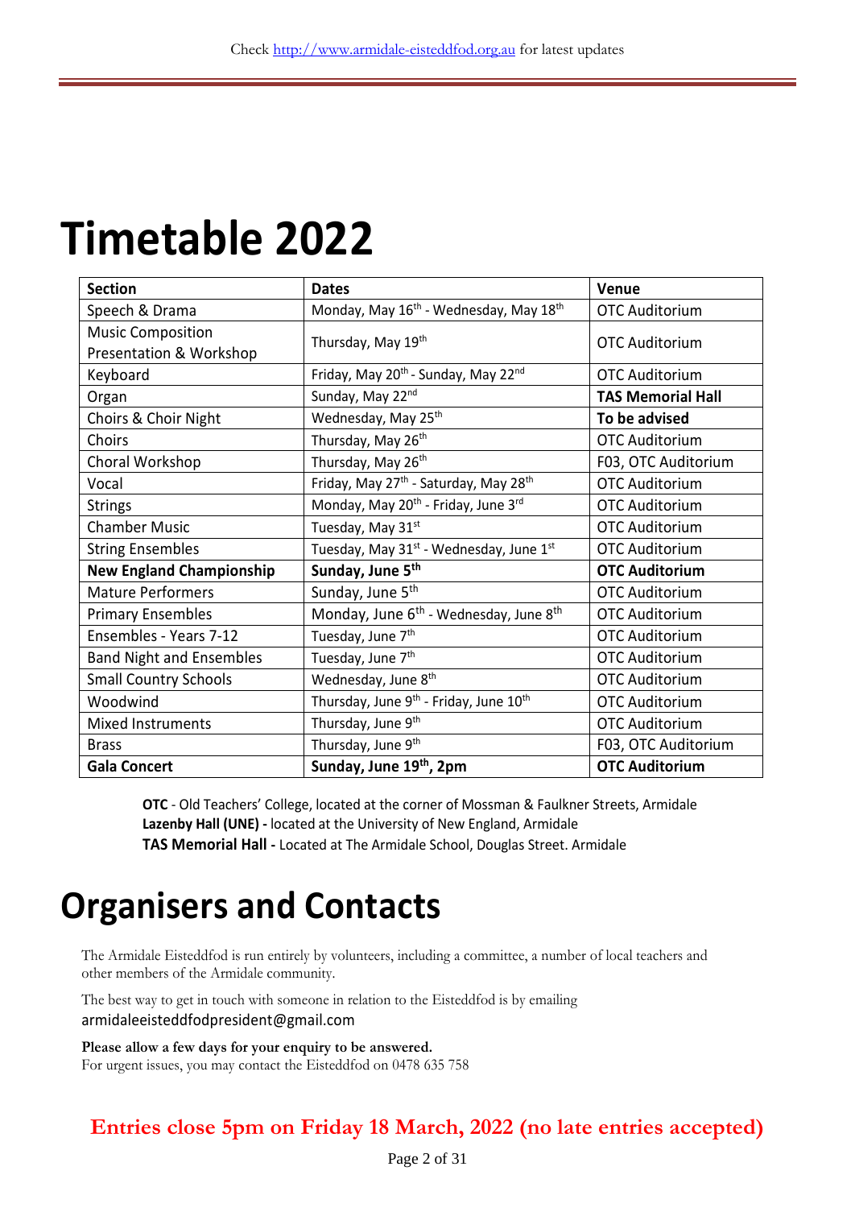# Timetable 2022

| Section | Dates | Venue |
|---|---|---|
| Speech & Drama | Monday, May 16th - Wednesday, May 18th | OTC Auditorium |
| Music Composition Presentation & Workshop | Thursday, May 19th | OTC Auditorium |
| Keyboard | Friday, May 20th - Sunday, May 22nd | OTC Auditorium |
| Organ | Sunday, May 22nd | **TAS Memorial Hall** |
| Choirs & Choir Night | Wednesday, May 25th | **To be advised** |
| Choirs | Thursday, May 26th | OTC Auditorium |
| Choral Workshop | Thursday, May 26th | F03, OTC Auditorium |
| Vocal | Friday, May 27th - Saturday, May 28th | OTC Auditorium |
| Strings | Monday, May 20th - Friday, June 3rd | OTC Auditorium |
| Chamber Music | Tuesday, May 31st | OTC Auditorium |
| String Ensembles | Tuesday, May 31st - Wednesday, June 1st | OTC Auditorium |
| **New England Championship** | **Sunday, June 5th** | **OTC Auditorium** |
| Mature Performers | Sunday, June 5th | OTC Auditorium |
| Primary Ensembles | Monday, June 6th - Wednesday, June 8th | OTC Auditorium |
| Ensembles - Years 7-12 | Tuesday, June 7th | OTC Auditorium |
| Band Night and Ensembles | Tuesday, June 7th | OTC Auditorium |
| Small Country Schools | Wednesday, June 8th | OTC Auditorium |
| Woodwind | Thursday, June 9th - Friday, June 10th | OTC Auditorium |
| Mixed Instruments | Thursday, June 9th | OTC Auditorium |
| Brass | Thursday, June 9th | F03, OTC Auditorium |
| **Gala Concert** | **Sunday, June 19th, 2pm** | **OTC Auditorium** |

**OTC** - Old Teachers' College, located at the corner of Mossman & Faulkner Streets, Armidale
**Lazenby Hall (UNE) -** located at the University of New England, Armidale
**TAS Memorial Hall -** Located at The Armidale School, Douglas Street. Armidale

# Organisers and Contacts

The Armidale Eisteddfod is run entirely by volunteers, including a committee, a number of local teachers and other members of the Armidale community.

The best way to get in touch with someone in relation to the Eisteddfod is by emailing armidaleeisteddfodpresident@gmail.com

**Please allow a few days for your enquiry to be answered.**
For urgent issues, you may contact the Eisteddfod on 0478 635 758

**Entries close 5pm on Friday 18 March, 2022 (no late entries accepted)**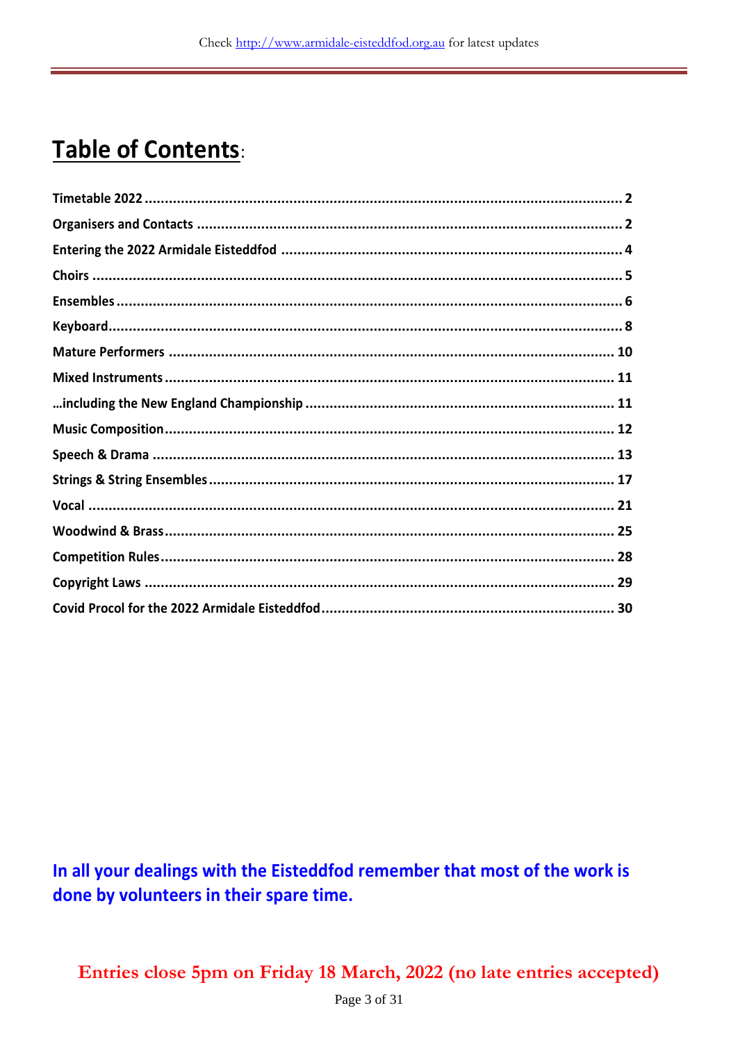# Table of Contents:

Timetable 2022 .................................................. 2
Organisers and Contacts .................................................. 2
Entering the 2022 Armidale Eisteddfod .................................................. 4
Choirs .................................................. 5
Ensembles .................................................. 6
Keyboard .................................................. 8
Mature Performers .................................................. 10
Mixed Instruments .................................................. 11
…including the New England Championship .................................................. 11
Music Composition .................................................. 12
Speech & Drama .................................................. 13
Strings & String Ensembles .................................................. 17
Vocal .................................................. 21
Woodwind & Brass .................................................. 25
Competition Rules .................................................. 28
Copyright Laws .................................................. 29
Covid Procol for the 2022 Armidale Eisteddfod .................................................. 30

**In all your dealings with the Eisteddfod remember that most of the work is done by volunteers in their spare time.**

**Entries close 5pm on Friday 18 March, 2022 (no late entries accepted)**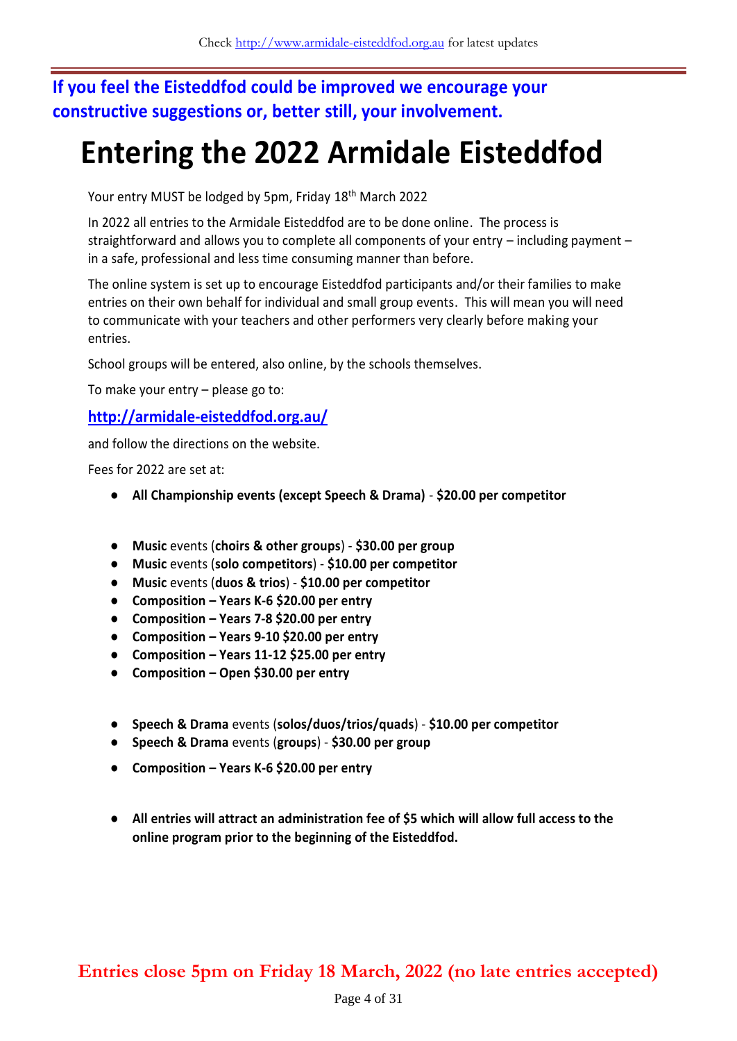**If you feel the Eisteddfod could be improved we encourage your constructive suggestions or, better still, your involvement.**

# Entering the 2022 Armidale Eisteddfod

Your entry MUST be lodged by 5pm, Friday 18th March 2022

In 2022 all entries to the Armidale Eisteddfod are to be done online. The process is straightforward and allows you to complete all components of your entry – including payment – in a safe, professional and less time consuming manner than before.

The online system is set up to encourage Eisteddfod participants and/or their families to make entries on their own behalf for individual and small group events. This will mean you will need to communicate with your teachers and other performers very clearly before making your entries.

School groups will be entered, also online, by the schools themselves.

To make your entry – please go to:

**http://armidale-eisteddfod.org.au/**

and follow the directions on the website.

Fees for 2022 are set at:

- **All Championship events (except Speech & Drama)** - **$20.00 per competitor**

- **Music** events (**choirs & other groups**) - **$30.00 per group**
- **Music** events (**solo competitors**) - **$10.00 per competitor**
- **Music** events (**duos & trios**) - **$10.00 per competitor**
- **Composition – Years K-6 $20.00 per entry**
- **Composition – Years 7-8 $20.00 per entry**
- **Composition – Years 9-10 $20.00 per entry**
- **Composition – Years 11-12 $25.00 per entry**
- **Composition – Open $30.00 per entry**

- **Speech & Drama** events (**solos/duos/trios/quads**) - **$10.00 per competitor**
- **Speech & Drama** events (**groups**) - **$30.00 per group**
- **Composition – Years K-6 $20.00 per entry**

- **All entries will attract an administration fee of $5 which will allow full access to the online program prior to the beginning of the Eisteddfod.**

**Entries close 5pm on Friday 18 March, 2022 (no late entries accepted)**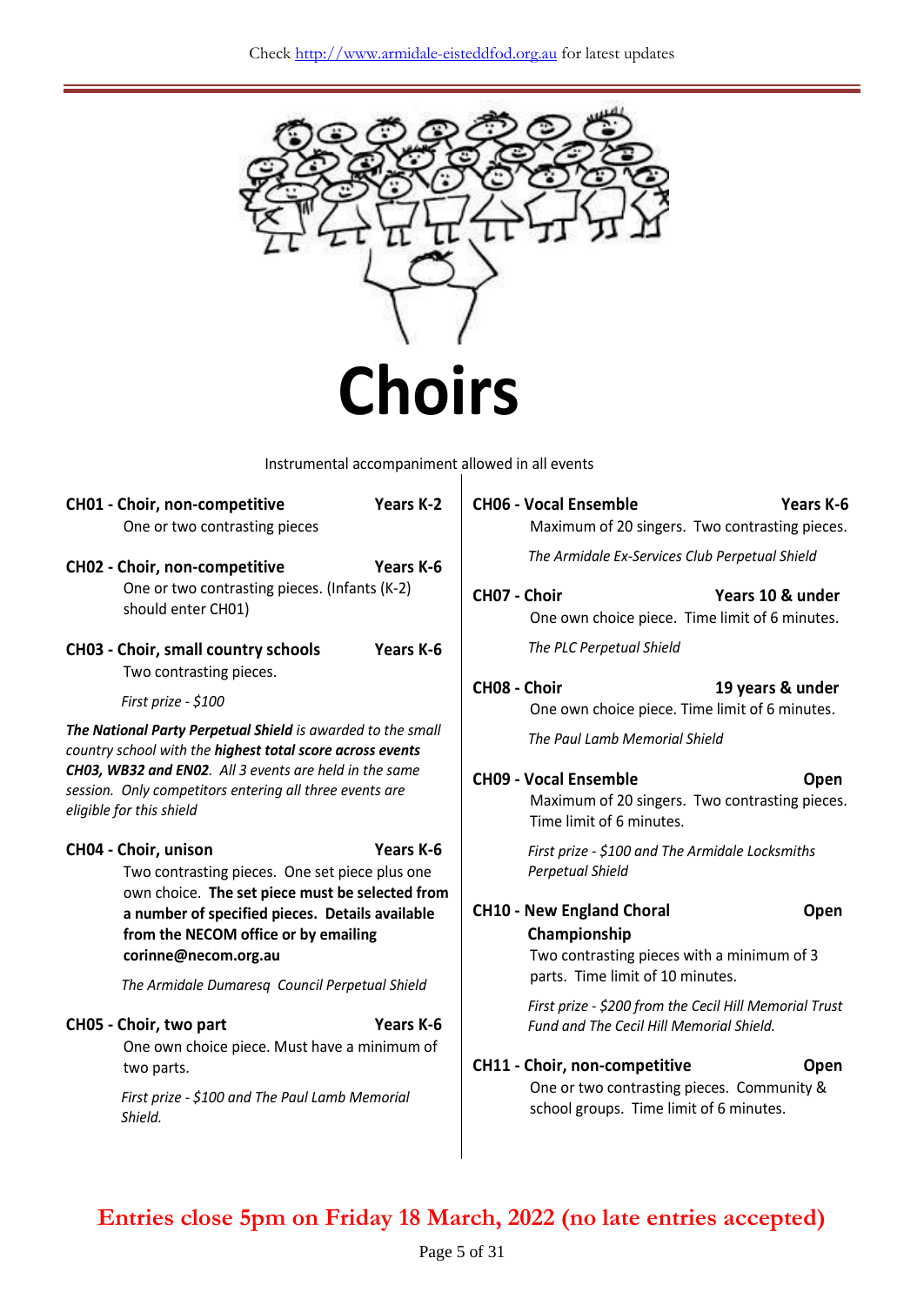Check http://www.armidale-eisteddfod.org.au for latest updates

# Choirs

Instrumental accompaniment allowed in all events

**CH01 - Choir, non-competitive** **Years K-2**
One or two contrasting pieces

**CH02 - Choir, non-competitive** **Years K-6**
One or two contrasting pieces. (Infants (K-2) should enter CH01)

**CH03 - Choir, small country schools** **Years K-6**
Two contrasting pieces.

*First prize - $100*

***The National Party Perpetual Shield** is awarded to the small country school with the **highest total score across events CH03, WB32 and EN02**. All 3 events are held in the same session. Only competitors entering all three events are eligible for this shield*

**CH04 - Choir, unison** **Years K-6**
Two contrasting pieces. One set piece plus one own choice. **The set piece must be selected from a number of specified pieces. Details available from the NECOM office or by emailing corinne@necom.org.au**

*The Armidale Dumaresq Council Perpetual Shield*

**CH05 - Choir, two part** **Years K-6**
One own choice piece. Must have a minimum of two parts.

*First prize - $100 and The Paul Lamb Memorial Shield.*

**CH06 - Vocal Ensemble** **Years K-6**
Maximum of 20 singers. Two contrasting pieces.

*The Armidale Ex-Services Club Perpetual Shield*

**CH07 - Choir** **Years 10 & under**
One own choice piece. Time limit of 6 minutes.

*The PLC Perpetual Shield*

**CH08 - Choir** **19 years & under**
One own choice piece. Time limit of 6 minutes.

*The Paul Lamb Memorial Shield*

**CH09 - Vocal Ensemble** **Open**
Maximum of 20 singers. Two contrasting pieces. Time limit of 6 minutes.

*First prize - $100 and The Armidale Locksmiths Perpetual Shield*

**CH10 - New England Choral Championship** **Open**
Two contrasting pieces with a minimum of 3 parts. Time limit of 10 minutes.

*First prize - $200 from the Cecil Hill Memorial Trust Fund and The Cecil Hill Memorial Shield.*

**CH11 - Choir, non-competitive** **Open**
One or two contrasting pieces. Community & school groups. Time limit of 6 minutes.

**Entries close 5pm on Friday 18 March, 2022 (no late entries accepted)**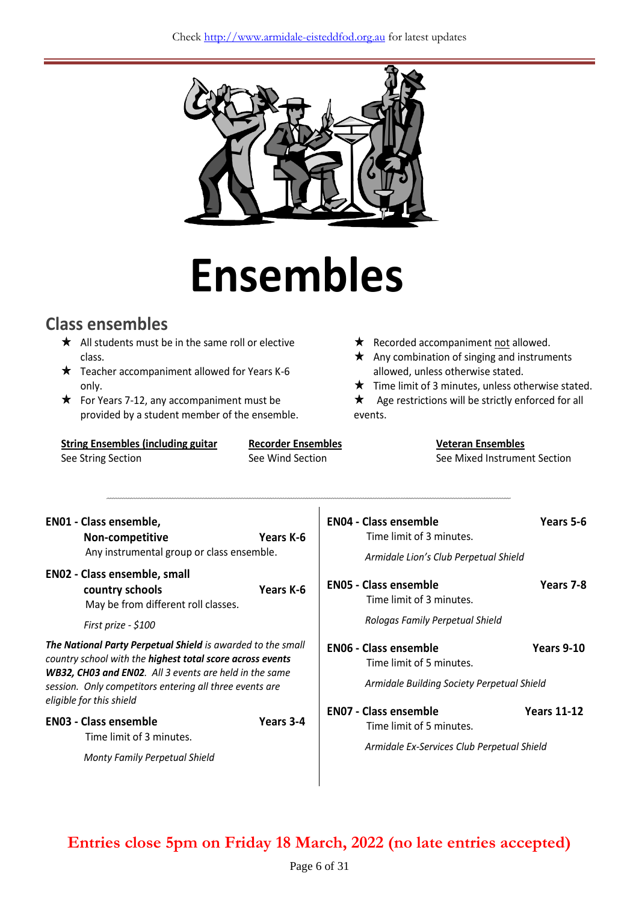# Ensembles

## Class ensembles

- ★ All students must be in the same roll or elective class.
- ★ Teacher accompaniment allowed for Years K-6 only.
- ★ For Years 7-12, any accompaniment must be provided by a student member of the ensemble.
- ★ Recorded accompaniment not allowed.
- ★ Any combination of singing and instruments allowed, unless otherwise stated.
- ★ Time limit of 3 minutes, unless otherwise stated.
- ★ Age restrictions will be strictly enforced for all events.

**String Ensembles (including guitar**
See String Section

**Recorder Ensembles**
See Wind Section

**Veteran Ensembles**
See Mixed Instrument Section

---

**EN01 - Class ensemble, Non-competitive** — **Years K-6**
Any instrumental group or class ensemble.

**EN02 - Class ensemble, small country schools** — **Years K-6**
May be from different roll classes.

*First prize - $100*

***The National Party Perpetual Shield** is awarded to the small country school with the **highest total score across events WB32, CH03 and EN02**. All 3 events are held in the same session. Only competitors entering all three events are eligible for this shield*

**EN03 - Class ensemble** — **Years 3-4**
Time limit of 3 minutes.

*Monty Family Perpetual Shield*

**EN04 - Class ensemble** — **Years 5-6**
Time limit of 3 minutes.

*Armidale Lion's Club Perpetual Shield*

**EN05 - Class ensemble** — **Years 7-8**
Time limit of 3 minutes.

*Rologas Family Perpetual Shield*

**EN06 - Class ensemble** — **Years 9-10**
Time limit of 5 minutes.

*Armidale Building Society Perpetual Shield*

**EN07 - Class ensemble** — **Years 11-12**
Time limit of 5 minutes.

*Armidale Ex-Services Club Perpetual Shield*

**Entries close 5pm on Friday 18 March, 2022 (no late entries accepted)**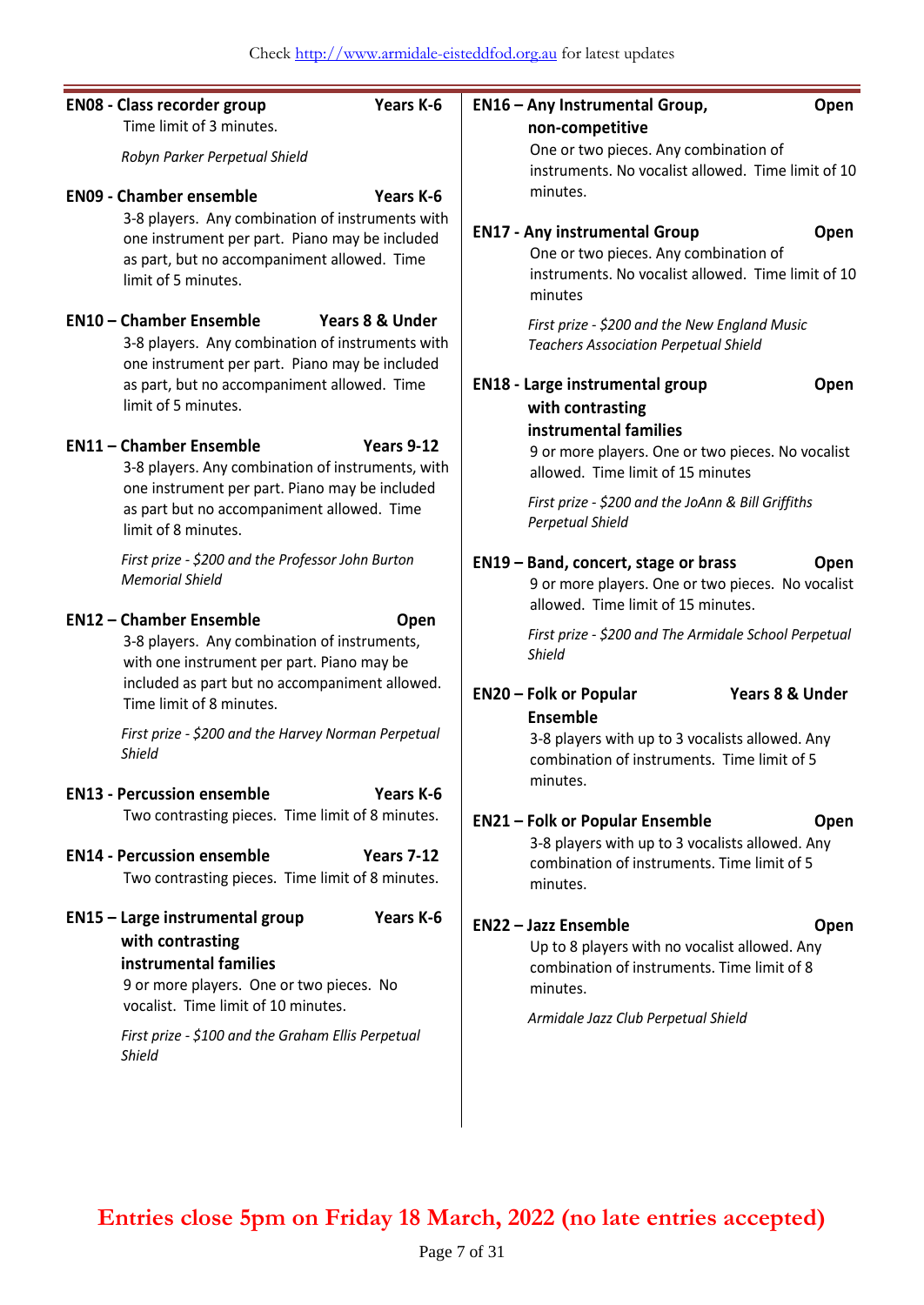**EN08 - Class recorder group** — **Years K-6**

Time limit of 3 minutes.

*Robyn Parker Perpetual Shield*

**EN09 - Chamber ensemble** — **Years K-6**

3-8 players. Any combination of instruments with one instrument per part. Piano may be included as part, but no accompaniment allowed. Time limit of 5 minutes.

**EN10 – Chamber Ensemble** — **Years 8 & Under**

3-8 players. Any combination of instruments with one instrument per part. Piano may be included as part, but no accompaniment allowed. Time limit of 5 minutes.

**EN11 – Chamber Ensemble** — **Years 9-12**

3-8 players. Any combination of instruments, with one instrument per part. Piano may be included as part but no accompaniment allowed. Time limit of 8 minutes.

*First prize - $200 and the Professor John Burton Memorial Shield*

**EN12 – Chamber Ensemble** — **Open**

3-8 players. Any combination of instruments, with one instrument per part. Piano may be included as part but no accompaniment allowed. Time limit of 8 minutes.

*First prize - $200 and the Harvey Norman Perpetual Shield*

**EN13 - Percussion ensemble** — **Years K-6**

Two contrasting pieces. Time limit of 8 minutes.

**EN14 - Percussion ensemble** — **Years 7-12**

Two contrasting pieces. Time limit of 8 minutes.

**EN15 – Large instrumental group with contrasting instrumental families** — **Years K-6**

9 or more players. One or two pieces. No vocalist. Time limit of 10 minutes.

*First prize - $100 and the Graham Ellis Perpetual Shield*

**EN16 – Any Instrumental Group, non-competitive** — **Open**

One or two pieces. Any combination of instruments. No vocalist allowed. Time limit of 10 minutes.

**EN17 - Any instrumental Group** — **Open**

One or two pieces. Any combination of instruments. No vocalist allowed. Time limit of 10 minutes

*First prize - $200 and the New England Music Teachers Association Perpetual Shield*

**EN18 - Large instrumental group with contrasting instrumental families** — **Open**

9 or more players. One or two pieces. No vocalist allowed. Time limit of 15 minutes

*First prize - $200 and the JoAnn & Bill Griffiths Perpetual Shield*

**EN19 – Band, concert, stage or brass** — **Open**

9 or more players. One or two pieces. No vocalist allowed. Time limit of 15 minutes.

*First prize - $200 and The Armidale School Perpetual Shield*

**EN20 – Folk or Popular Ensemble** — **Years 8 & Under**

3-8 players with up to 3 vocalists allowed. Any combination of instruments. Time limit of 5 minutes.

**EN21 – Folk or Popular Ensemble** — **Open**

3-8 players with up to 3 vocalists allowed. Any combination of instruments. Time limit of 5 minutes.

**EN22 – Jazz Ensemble** — **Open**

Up to 8 players with no vocalist allowed. Any combination of instruments. Time limit of 8 minutes.

*Armidale Jazz Club Perpetual Shield*

**Entries close 5pm on Friday 18 March, 2022 (no late entries accepted)**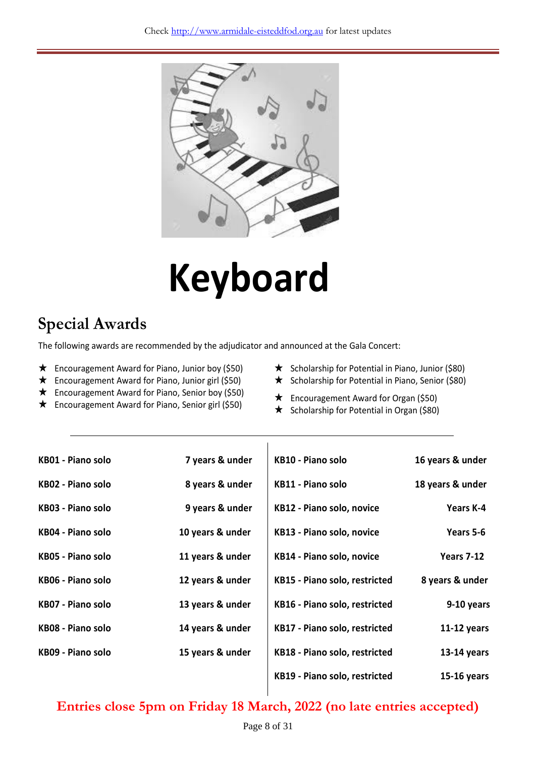# Keyboard

## Special Awards

The following awards are recommended by the adjudicator and announced at the Gala Concert:

- ★ Encouragement Award for Piano, Junior boy ($50)
- ★ Encouragement Award for Piano, Junior girl ($50)
- ★ Encouragement Award for Piano, Senior boy ($50)
- ★ Encouragement Award for Piano, Senior girl ($50)
- ★ Scholarship for Potential in Piano, Junior ($80)
- ★ Scholarship for Potential in Piano, Senior ($80)
- ★ Encouragement Award for Organ ($50)
- ★ Scholarship for Potential in Organ ($80)

---

| Section | Age |
|---|---|
| **KB01 - Piano solo** | **7 years & under** |
| **KB02 - Piano solo** | **8 years & under** |
| **KB03 - Piano solo** | **9 years & under** |
| **KB04 - Piano solo** | **10 years & under** |
| **KB05 - Piano solo** | **11 years & under** |
| **KB06 - Piano solo** | **12 years & under** |
| **KB07 - Piano solo** | **13 years & under** |
| **KB08 - Piano solo** | **14 years & under** |
| **KB09 - Piano solo** | **15 years & under** |
| **KB10 - Piano solo** | **16 years & under** |
| **KB11 - Piano solo** | **18 years & under** |
| **KB12 - Piano solo, novice** | **Years K-4** |
| **KB13 - Piano solo, novice** | **Years 5-6** |
| **KB14 - Piano solo, novice** | **Years 7-12** |
| **KB15 - Piano solo, restricted** | **8 years & under** |
| **KB16 - Piano solo, restricted** | **9-10 years** |
| **KB17 - Piano solo, restricted** | **11-12 years** |
| **KB18 - Piano solo, restricted** | **13-14 years** |
| **KB19 - Piano solo, restricted** | **15-16 years** |

**Entries close 5pm on Friday 18 March, 2022 (no late entries accepted)**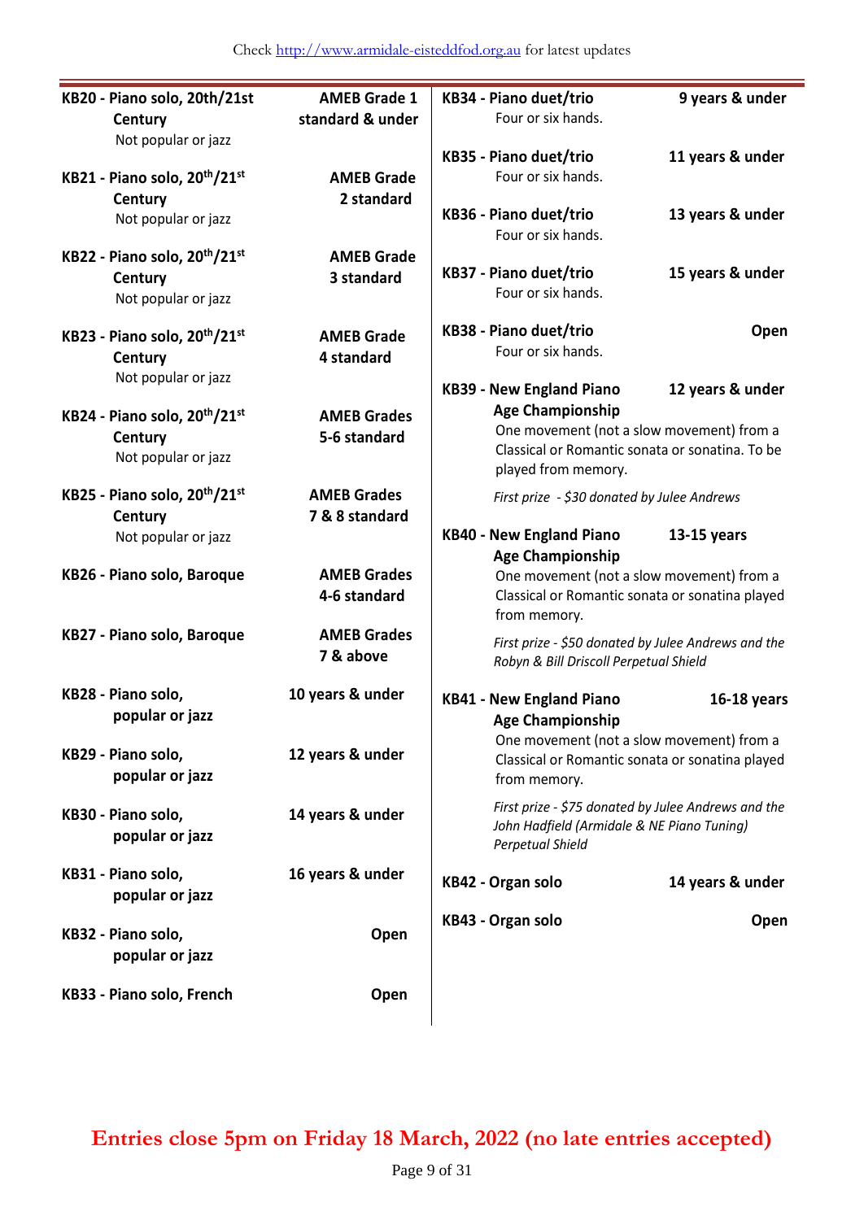Check http://www.armidale-eisteddfod.org.au for latest updates

**KB20 - Piano solo, 20th/21st Century** — **AMEB Grade 1 standard & under**
Not popular or jazz

**KB21 - Piano solo, 20th/21st Century** — **AMEB Grade 2 standard**
Not popular or jazz

**KB22 - Piano solo, 20th/21st Century** — **AMEB Grade 3 standard**
Not popular or jazz

**KB23 - Piano solo, 20th/21st Century** — **AMEB Grade 4 standard**
Not popular or jazz

**KB24 - Piano solo, 20th/21st Century** — **AMEB Grades 5-6 standard**
Not popular or jazz

**KB25 - Piano solo, 20th/21st Century** — **AMEB Grades 7 & 8 standard**
Not popular or jazz

**KB26 - Piano solo, Baroque** — **AMEB Grades 4-6 standard**

**KB27 - Piano solo, Baroque** — **AMEB Grades 7 & above**

**KB28 - Piano solo, popular or jazz** — **10 years & under**

**KB29 - Piano solo, popular or jazz** — **12 years & under**

**KB30 - Piano solo, popular or jazz** — **14 years & under**

**KB31 - Piano solo, popular or jazz** — **16 years & under**

**KB32 - Piano solo, popular or jazz** — **Open**

**KB33 - Piano solo, French** — **Open**

**KB34 - Piano duet/trio** — **9 years & under**
Four or six hands.

**KB35 - Piano duet/trio** — **11 years & under**
Four or six hands.

**KB36 - Piano duet/trio** — **13 years & under**
Four or six hands.

**KB37 - Piano duet/trio** — **15 years & under**
Four or six hands.

**KB38 - Piano duet/trio** — **Open**
Four or six hands.

**KB39 - New England Piano Age Championship** — **12 years & under**
One movement (not a slow movement) from a Classical or Romantic sonata or sonatina. To be played from memory.

*First prize - $30 donated by Julee Andrews*

**KB40 - New England Piano Age Championship** — **13-15 years**
One movement (not a slow movement) from a Classical or Romantic sonata or sonatina played from memory.

*First prize - $50 donated by Julee Andrews and the Robyn & Bill Driscoll Perpetual Shield*

**KB41 - New England Piano Age Championship** — **16-18 years**
One movement (not a slow movement) from a Classical or Romantic sonata or sonatina played from memory.

*First prize - $75 donated by Julee Andrews and the John Hadfield (Armidale & NE Piano Tuning) Perpetual Shield*

**KB42 - Organ solo** — **14 years & under**

**KB43 - Organ solo** — **Open**

**Entries close 5pm on Friday 18 March, 2022 (no late entries accepted)**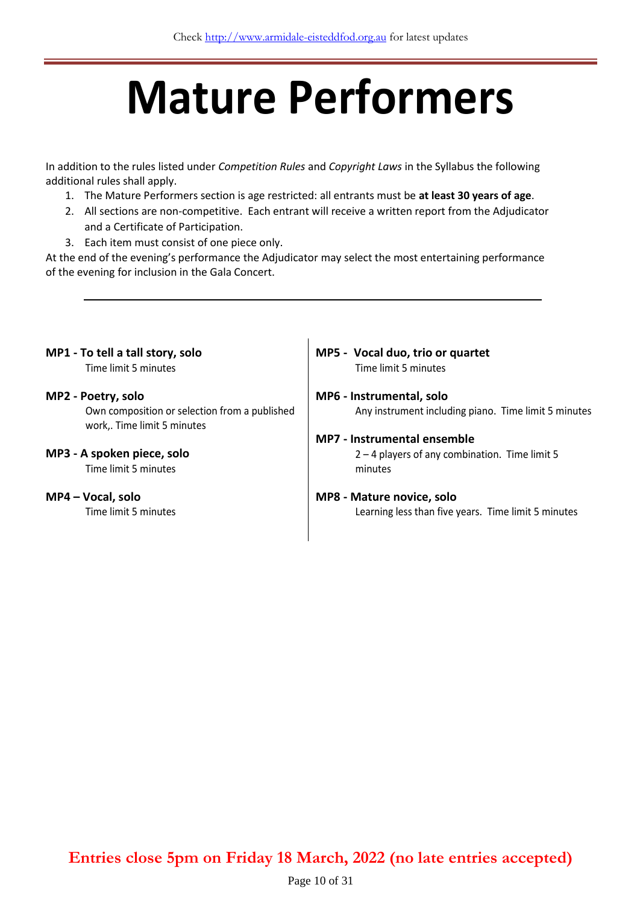# Mature Performers

In addition to the rules listed under *Competition Rules* and *Copyright Laws* in the Syllabus the following additional rules shall apply.

1. The Mature Performers section is age restricted: all entrants must be **at least 30 years of age**.
2. All sections are non-competitive. Each entrant will receive a written report from the Adjudicator and a Certificate of Participation.
3. Each item must consist of one piece only.

At the end of the evening's performance the Adjudicator may select the most entertaining performance of the evening for inclusion in the Gala Concert.

---

**MP1 - To tell a tall story, solo**
Time limit 5 minutes

**MP2 - Poetry, solo**
Own composition or selection from a published work,. Time limit 5 minutes

**MP3 - A spoken piece, solo**
Time limit 5 minutes

**MP4 – Vocal, solo**
Time limit 5 minutes

**MP5 - Vocal duo, trio or quartet**
Time limit 5 minutes

**MP6 - Instrumental, solo**
Any instrument including piano. Time limit 5 minutes

**MP7 - Instrumental ensemble**
2 – 4 players of any combination. Time limit 5 minutes

**MP8 - Mature novice, solo**
Learning less than five years. Time limit 5 minutes

**Entries close 5pm on Friday 18 March, 2022 (no late entries accepted)**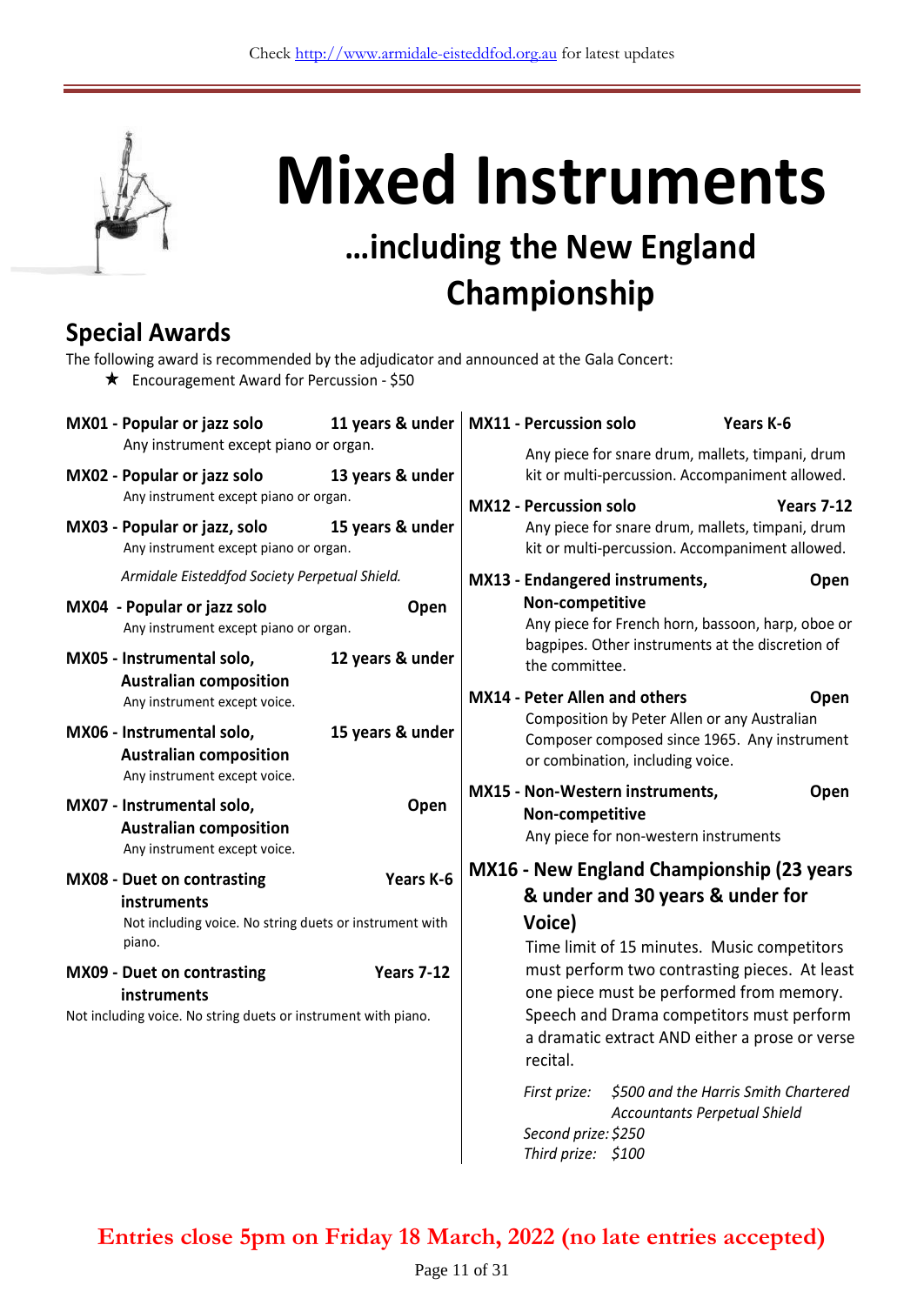# Mixed Instruments

## …including the New England Championship

## Special Awards

The following award is recommended by the adjudicator and announced at the Gala Concert:

- ★ Encouragement Award for Percussion - $50

**MX01 - Popular or jazz solo** — **11 years & under**
Any instrument except piano or organ.

**MX02 - Popular or jazz solo** — **13 years & under**
Any instrument except piano or organ.

**MX03 - Popular or jazz, solo** — **15 years & under**
Any instrument except piano or organ.

*Armidale Eisteddfod Society Perpetual Shield.*

**MX04 - Popular or jazz solo** — **Open**
Any instrument except piano or organ.

**MX05 - Instrumental solo, Australian composition** — **12 years & under**
Any instrument except voice.

**MX06 - Instrumental solo, Australian composition** — **15 years & under**
Any instrument except voice.

**MX07 - Instrumental solo, Australian composition** — **Open**
Any instrument except voice.

**MX08 - Duet on contrasting instruments** — **Years K-6**
Not including voice. No string duets or instrument with piano.

**MX09 - Duet on contrasting instruments** — **Years 7-12**
Not including voice. No string duets or instrument with piano.

**MX11 - Percussion solo** — **Years K-6**
Any piece for snare drum, mallets, timpani, drum kit or multi-percussion. Accompaniment allowed.

**MX12 - Percussion solo** — **Years 7-12**
Any piece for snare drum, mallets, timpani, drum kit or multi-percussion. Accompaniment allowed.

**MX13 - Endangered instruments, Non-competitive** — **Open**
Any piece for French horn, bassoon, harp, oboe or bagpipes. Other instruments at the discretion of the committee.

**MX14 - Peter Allen and others** — **Open**
Composition by Peter Allen or any Australian Composer composed since 1965. Any instrument or combination, including voice.

**MX15 - Non-Western instruments, Non-competitive** — **Open**
Any piece for non-western instruments

### MX16 - New England Championship (23 years & under and 30 years & under for Voice)

Time limit of 15 minutes. Music competitors must perform two contrasting pieces. At least one piece must be performed from memory. Speech and Drama competitors must perform a dramatic extract AND either a prose or verse recital.

*First prize: $500 and the Harris Smith Chartered Accountants Perpetual Shield*
*Second prize: $250*
*Third prize: $100*

**Entries close 5pm on Friday 18 March, 2022 (no late entries accepted)**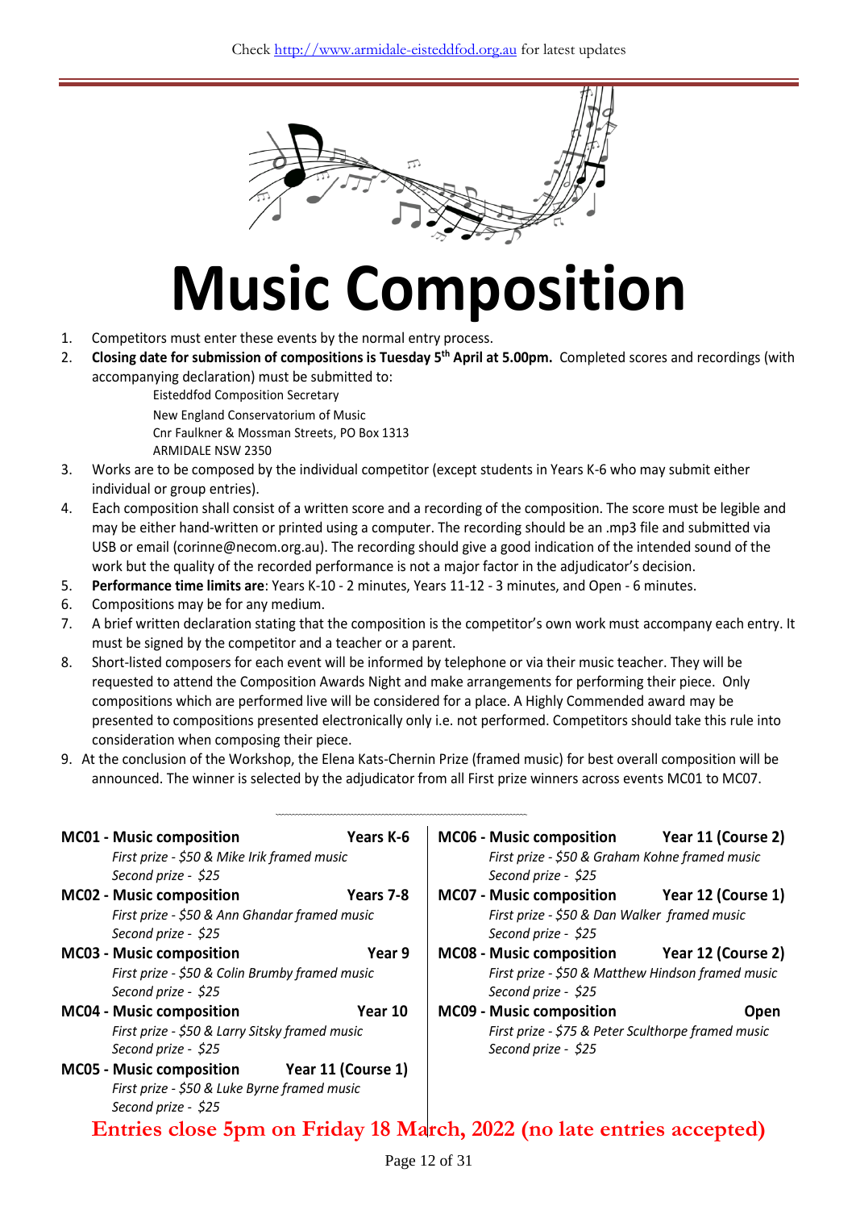Check http://www.armidale-eisteddfod.org.au for latest updates

# Music Composition

1. Competitors must enter these events by the normal entry process.
2. **Closing date for submission of compositions is Tuesday 5th April at 5.00pm.** Completed scores and recordings (with accompanying declaration) must be submitted to:
   Eisteddfod Composition Secretary
   New England Conservatorium of Music
   Cnr Faulkner & Mossman Streets, PO Box 1313
   ARMIDALE NSW 2350
3. Works are to be composed by the individual competitor (except students in Years K-6 who may submit either individual or group entries).
4. Each composition shall consist of a written score and a recording of the composition. The score must be legible and may be either hand-written or printed using a computer. The recording should be an .mp3 file and submitted via USB or email (corinne@necom.org.au). The recording should give a good indication of the intended sound of the work but the quality of the recorded performance is not a major factor in the adjudicator's decision.
5. **Performance time limits are**: Years K-10 - 2 minutes, Years 11-12 - 3 minutes, and Open - 6 minutes.
6. Compositions may be for any medium.
7. A brief written declaration stating that the composition is the competitor's own work must accompany each entry. It must be signed by the competitor and a teacher or a parent.
8. Short-listed composers for each event will be informed by telephone or via their music teacher. They will be requested to attend the Composition Awards Night and make arrangements for performing their piece. Only compositions which are performed live will be considered for a place. A Highly Commended award may be presented to compositions presented electronically only i.e. not performed. Competitors should take this rule into consideration when composing their piece.
9. At the conclusion of the Workshop, the Elena Kats-Chernin Prize (framed music) for best overall composition will be announced. The winner is selected by the adjudicator from all First prize winners across events MC01 to MC07.

**MC01 - Music composition — Years K-6**
*First prize - $50 & Mike Irik framed music*
*Second prize - $25*

**MC02 - Music composition — Years 7-8**
*First prize - $50 & Ann Ghandar framed music*
*Second prize - $25*

**MC03 - Music composition — Year 9**
*First prize - $50 & Colin Brumby framed music*
*Second prize - $25*

**MC04 - Music composition — Year 10**
*First prize - $50 & Larry Sitsky framed music*
*Second prize - $25*

**MC05 - Music composition — Year 11 (Course 1)**
*First prize - $50 & Luke Byrne framed music*
*Second prize - $25*

**MC06 - Music composition — Year 11 (Course 2)**
*First prize - $50 & Graham Kohne framed music*
*Second prize - $25*

**MC07 - Music composition — Year 12 (Course 1)**
*First prize - $50 & Dan Walker framed music*
*Second prize - $25*

**MC08 - Music composition — Year 12 (Course 2)**
*First prize - $50 & Matthew Hindson framed music*
*Second prize - $25*

**MC09 - Music composition — Open**
*First prize - $75 & Peter Sculthorpe framed music*
*Second prize - $25*

**Entries close 5pm on Friday 18 March, 2022 (no late entries accepted)**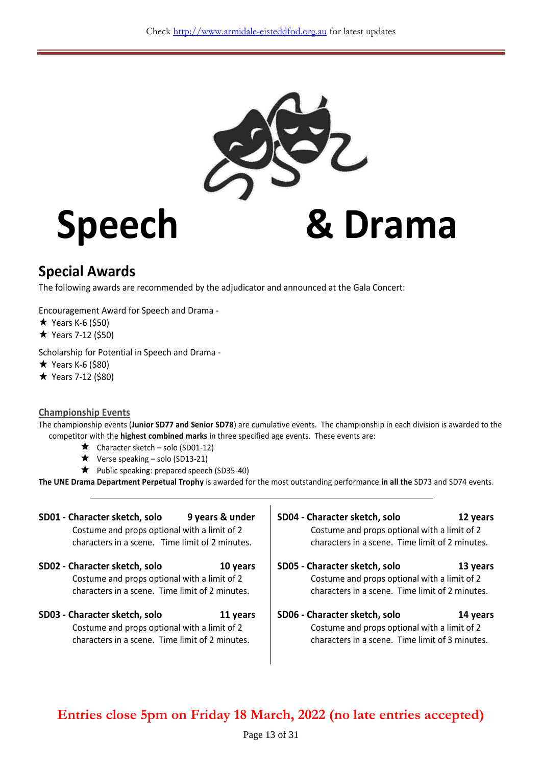# Speech & Drama

## Special Awards

The following awards are recommended by the adjudicator and announced at the Gala Concert:

Encouragement Award for Speech and Drama -

- ★ Years K-6 ($50)
- ★ Years 7-12 ($50)

Scholarship for Potential in Speech and Drama -

- ★ Years K-6 ($80)
- ★ Years 7-12 ($80)

### Championship Events

The championship events (**Junior SD77 and Senior SD78**) are cumulative events. The championship in each division is awarded to the competitor with the **highest combined marks** in three specified age events. These events are:

- ★ Character sketch – solo (SD01-12)
- ★ Verse speaking – solo (SD13-21)
- ★ Public speaking: prepared speech (SD35-40)

**The UNE Drama Department Perpetual Trophy** is awarded for the most outstanding performance **in all the** SD73 and SD74 events.

---

**SD01 - Character sketch, solo** **9 years & under**
Costume and props optional with a limit of 2 characters in a scene. Time limit of 2 minutes.

**SD02 - Character sketch, solo** **10 years**
Costume and props optional with a limit of 2 characters in a scene. Time limit of 2 minutes.

**SD03 - Character sketch, solo** **11 years**
Costume and props optional with a limit of 2 characters in a scene. Time limit of 2 minutes.

**SD04 - Character sketch, solo** **12 years**
Costume and props optional with a limit of 2 characters in a scene. Time limit of 2 minutes.

**SD05 - Character sketch, solo** **13 years**
Costume and props optional with a limit of 2 characters in a scene. Time limit of 2 minutes.

**SD06 - Character sketch, solo** **14 years**
Costume and props optional with a limit of 2 characters in a scene. Time limit of 3 minutes.

**Entries close 5pm on Friday 18 March, 2022 (no late entries accepted)**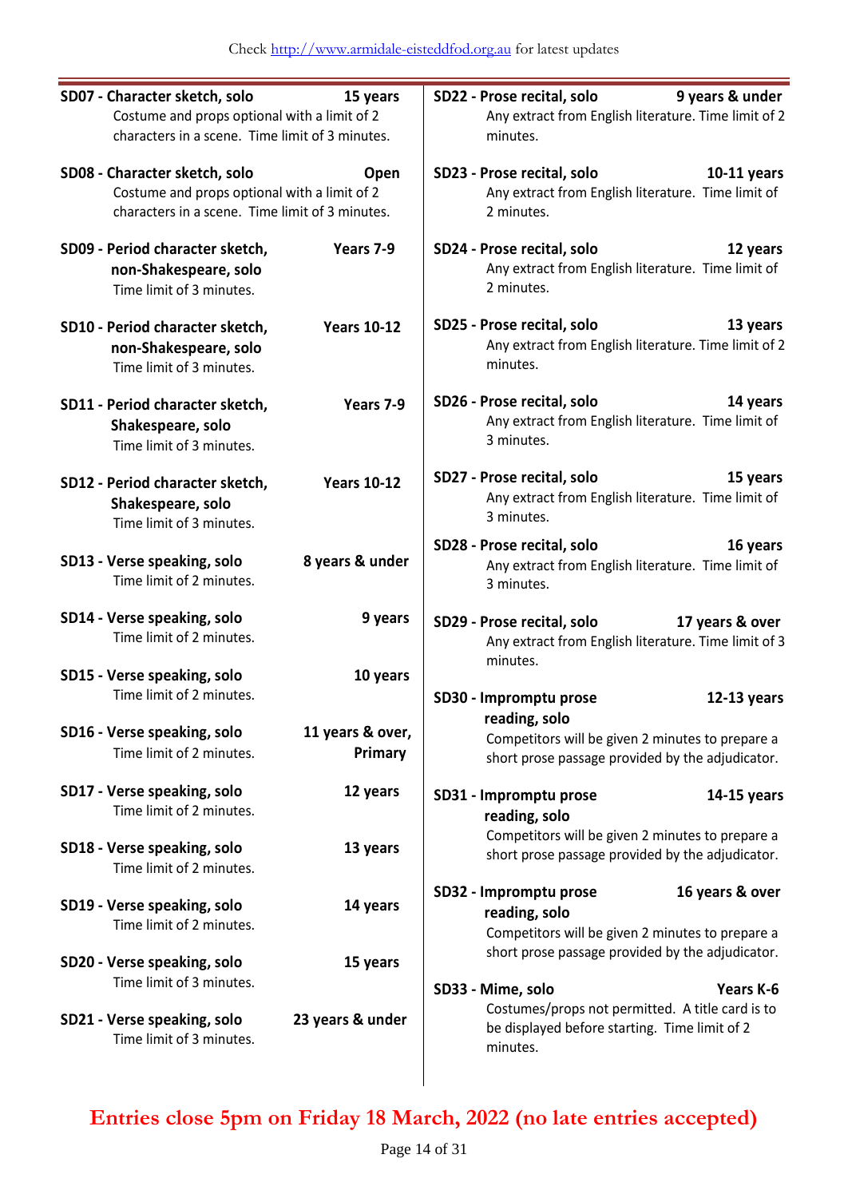**SD07 - Character sketch, solo** **15 years**
Costume and props optional with a limit of 2 characters in a scene. Time limit of 3 minutes.

**SD08 - Character sketch, solo** **Open**
Costume and props optional with a limit of 2 characters in a scene. Time limit of 3 minutes.

**SD09 - Period character sketch, non-Shakespeare, solo** **Years 7-9**
Time limit of 3 minutes.

**SD10 - Period character sketch, non-Shakespeare, solo** **Years 10-12**
Time limit of 3 minutes.

**SD11 - Period character sketch, Shakespeare, solo** **Years 7-9**
Time limit of 3 minutes.

**SD12 - Period character sketch, Shakespeare, solo** **Years 10-12**
Time limit of 3 minutes.

**SD13 - Verse speaking, solo** **8 years & under**
Time limit of 2 minutes.

**SD14 - Verse speaking, solo** **9 years**
Time limit of 2 minutes.

**SD15 - Verse speaking, solo** **10 years**
Time limit of 2 minutes.

**SD16 - Verse speaking, solo** **11 years & over, Primary**
Time limit of 2 minutes.

**SD17 - Verse speaking, solo** **12 years**
Time limit of 2 minutes.

**SD18 - Verse speaking, solo** **13 years**
Time limit of 2 minutes.

**SD19 - Verse speaking, solo** **14 years**
Time limit of 2 minutes.

**SD20 - Verse speaking, solo** **15 years**
Time limit of 3 minutes.

**SD21 - Verse speaking, solo** **23 years & under**
Time limit of 3 minutes.

**SD22 - Prose recital, solo** **9 years & under**
Any extract from English literature. Time limit of 2 minutes.

**SD23 - Prose recital, solo** **10-11 years**
Any extract from English literature. Time limit of 2 minutes.

**SD24 - Prose recital, solo** **12 years**
Any extract from English literature. Time limit of 2 minutes.

**SD25 - Prose recital, solo** **13 years**
Any extract from English literature. Time limit of 2 minutes.

**SD26 - Prose recital, solo** **14 years**
Any extract from English literature. Time limit of 3 minutes.

**SD27 - Prose recital, solo** **15 years**
Any extract from English literature. Time limit of 3 minutes.

**SD28 - Prose recital, solo** **16 years**
Any extract from English literature. Time limit of 3 minutes.

**SD29 - Prose recital, solo** **17 years & over**
Any extract from English literature. Time limit of 3 minutes.

**SD30 - Impromptu prose reading, solo** **12-13 years**
Competitors will be given 2 minutes to prepare a short prose passage provided by the adjudicator.

**SD31 - Impromptu prose reading, solo** **14-15 years**
Competitors will be given 2 minutes to prepare a short prose passage provided by the adjudicator.

**SD32 - Impromptu prose reading, solo** **16 years & over**
Competitors will be given 2 minutes to prepare a short prose passage provided by the adjudicator.

**SD33 - Mime, solo** **Years K-6**
Costumes/props not permitted. A title card is to be displayed before starting. Time limit of 2 minutes.

**Entries close 5pm on Friday 18 March, 2022 (no late entries accepted)**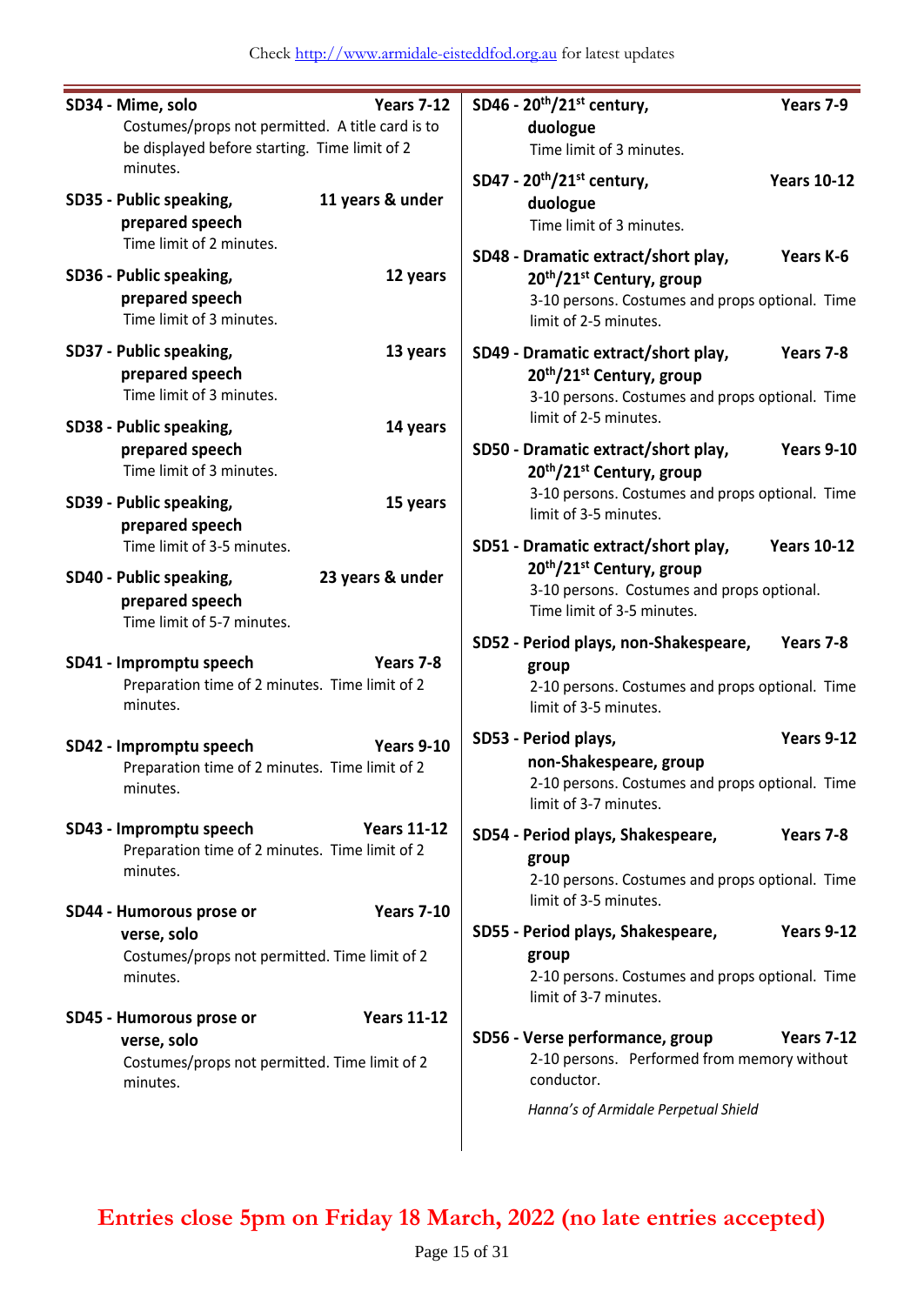**SD34 - Mime, solo** — **Years 7-12**
Costumes/props not permitted. A title card is to be displayed before starting. Time limit of 2 minutes.

**SD35 - Public speaking, prepared speech** — **11 years & under**
Time limit of 2 minutes.

**SD36 - Public speaking, prepared speech** — **12 years**
Time limit of 3 minutes.

**SD37 - Public speaking, prepared speech** — **13 years**
Time limit of 3 minutes.

**SD38 - Public speaking, prepared speech** — **14 years**
Time limit of 3 minutes.

**SD39 - Public speaking, prepared speech** — **15 years**
Time limit of 3-5 minutes.

**SD40 - Public speaking, prepared speech** — **23 years & under**
Time limit of 5-7 minutes.

**SD41 - Impromptu speech** — **Years 7-8**
Preparation time of 2 minutes. Time limit of 2 minutes.

**SD42 - Impromptu speech** — **Years 9-10**
Preparation time of 2 minutes. Time limit of 2 minutes.

**SD43 - Impromptu speech** — **Years 11-12**
Preparation time of 2 minutes. Time limit of 2 minutes.

**SD44 - Humorous prose or verse, solo** — **Years 7-10**
Costumes/props not permitted. Time limit of 2 minutes.

**SD45 - Humorous prose or verse, solo** — **Years 11-12**
Costumes/props not permitted. Time limit of 2 minutes.

**SD46 - 20th/21st century, duologue** — **Years 7-9**
Time limit of 3 minutes.

**SD47 - 20th/21st century, duologue** — **Years 10-12**
Time limit of 3 minutes.

**SD48 - Dramatic extract/short play, 20th/21st Century, group** — **Years K-6**
3-10 persons. Costumes and props optional. Time limit of 2-5 minutes.

**SD49 - Dramatic extract/short play, 20th/21st Century, group** — **Years 7-8**
3-10 persons. Costumes and props optional. Time limit of 2-5 minutes.

**SD50 - Dramatic extract/short play, 20th/21st Century, group** — **Years 9-10**
3-10 persons. Costumes and props optional. Time limit of 3-5 minutes.

**SD51 - Dramatic extract/short play, 20th/21st Century, group** — **Years 10-12**
3-10 persons. Costumes and props optional. Time limit of 3-5 minutes.

**SD52 - Period plays, non-Shakespeare, group** — **Years 7-8**
2-10 persons. Costumes and props optional. Time limit of 3-5 minutes.

**SD53 - Period plays, non-Shakespeare, group** — **Years 9-12**
2-10 persons. Costumes and props optional. Time limit of 3-7 minutes.

**SD54 - Period plays, Shakespeare, group** — **Years 7-8**
2-10 persons. Costumes and props optional. Time limit of 3-5 minutes.

**SD55 - Period plays, Shakespeare, group** — **Years 9-12**
2-10 persons. Costumes and props optional. Time limit of 3-7 minutes.

**SD56 - Verse performance, group** — **Years 7-12**
2-10 persons. Performed from memory without conductor.

*Hanna's of Armidale Perpetual Shield*

**Entries close 5pm on Friday 18 March, 2022 (no late entries accepted)**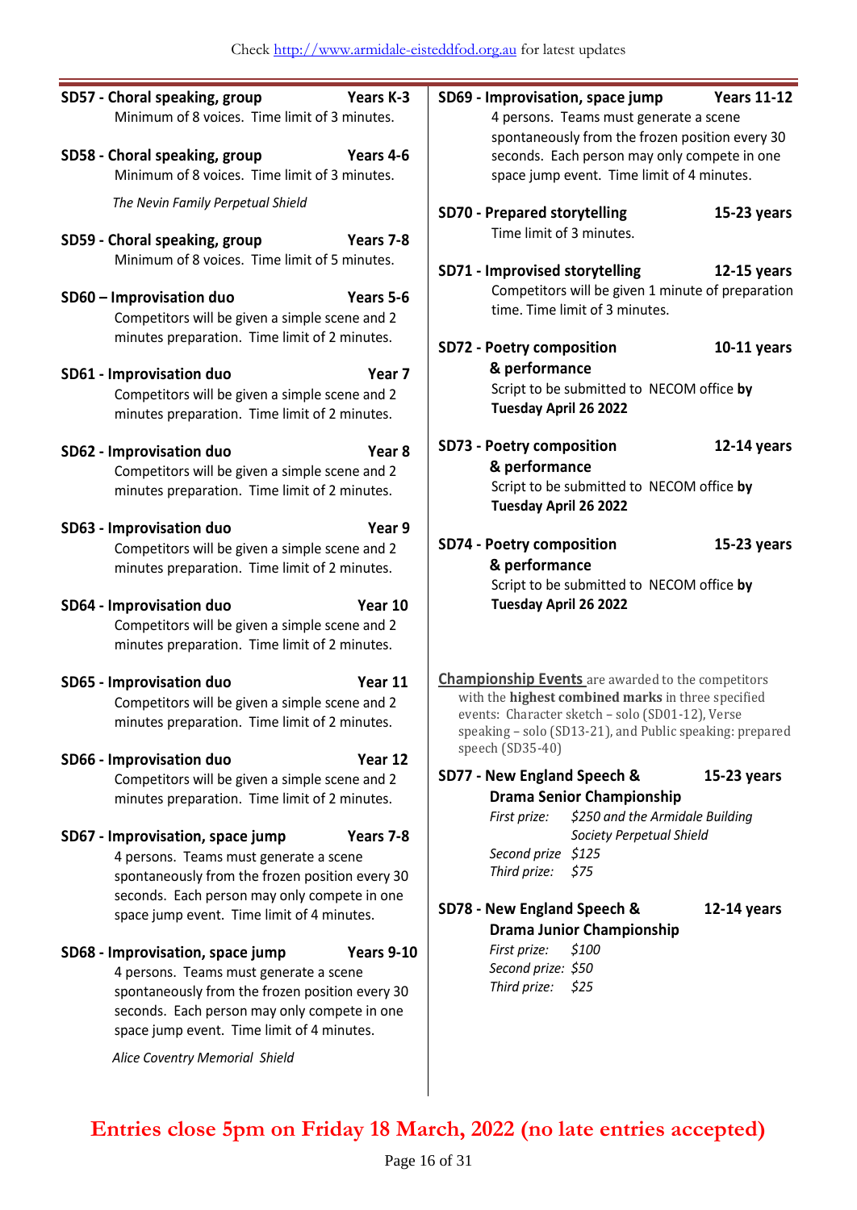**SD57 - Choral speaking, group** **Years K-3**
Minimum of 8 voices. Time limit of 3 minutes.

**SD58 - Choral speaking, group** **Years 4-6**
Minimum of 8 voices. Time limit of 3 minutes.

*The Nevin Family Perpetual Shield*

**SD59 - Choral speaking, group** **Years 7-8**
Minimum of 8 voices. Time limit of 5 minutes.

**SD60 – Improvisation duo** **Years 5-6**
Competitors will be given a simple scene and 2 minutes preparation. Time limit of 2 minutes.

**SD61 - Improvisation duo** **Year 7**
Competitors will be given a simple scene and 2 minutes preparation. Time limit of 2 minutes.

**SD62 - Improvisation duo** **Year 8**
Competitors will be given a simple scene and 2 minutes preparation. Time limit of 2 minutes.

**SD63 - Improvisation duo** **Year 9**
Competitors will be given a simple scene and 2 minutes preparation. Time limit of 2 minutes.

**SD64 - Improvisation duo** **Year 10**
Competitors will be given a simple scene and 2 minutes preparation. Time limit of 2 minutes.

**SD65 - Improvisation duo** **Year 11**
Competitors will be given a simple scene and 2 minutes preparation. Time limit of 2 minutes.

**SD66 - Improvisation duo** **Year 12**
Competitors will be given a simple scene and 2 minutes preparation. Time limit of 2 minutes.

**SD67 - Improvisation, space jump** **Years 7-8**
4 persons. Teams must generate a scene spontaneously from the frozen position every 30 seconds. Each person may only compete in one space jump event. Time limit of 4 minutes.

**SD68 - Improvisation, space jump** **Years 9-10**
4 persons. Teams must generate a scene spontaneously from the frozen position every 30 seconds. Each person may only compete in one space jump event. Time limit of 4 minutes.

*Alice Coventry Memorial Shield*

**SD69 - Improvisation, space jump** **Years 11-12**
4 persons. Teams must generate a scene spontaneously from the frozen position every 30 seconds. Each person may only compete in one space jump event. Time limit of 4 minutes.

**SD70 - Prepared storytelling** **15-23 years**
Time limit of 3 minutes.

**SD71 - Improvised storytelling** **12-15 years**
Competitors will be given 1 minute of preparation time. Time limit of 3 minutes.

**SD72 - Poetry composition & performance** **10-11 years**
Script to be submitted to NECOM office **by Tuesday April 26 2022**

**SD73 - Poetry composition & performance** **12-14 years**
Script to be submitted to NECOM office **by Tuesday April 26 2022**

**SD74 - Poetry composition & performance** **15-23 years**
Script to be submitted to NECOM office **by Tuesday April 26 2022**

**Championship Events** are awarded to the competitors with the **highest combined marks** in three specified events: Character sketch – solo (SD01-12), Verse speaking – solo (SD13-21), and Public speaking: prepared speech (SD35-40)

**SD77 - New England Speech & Drama Senior Championship** **15-23 years**
*First prize: $250 and the Armidale Building Society Perpetual Shield*
*Second prize $125*
*Third prize: $75*

**SD78 - New England Speech & Drama Junior Championship** **12-14 years**
*First prize: $100*
*Second prize: $50*
*Third prize: $25*

**Entries close 5pm on Friday 18 March, 2022 (no late entries accepted)**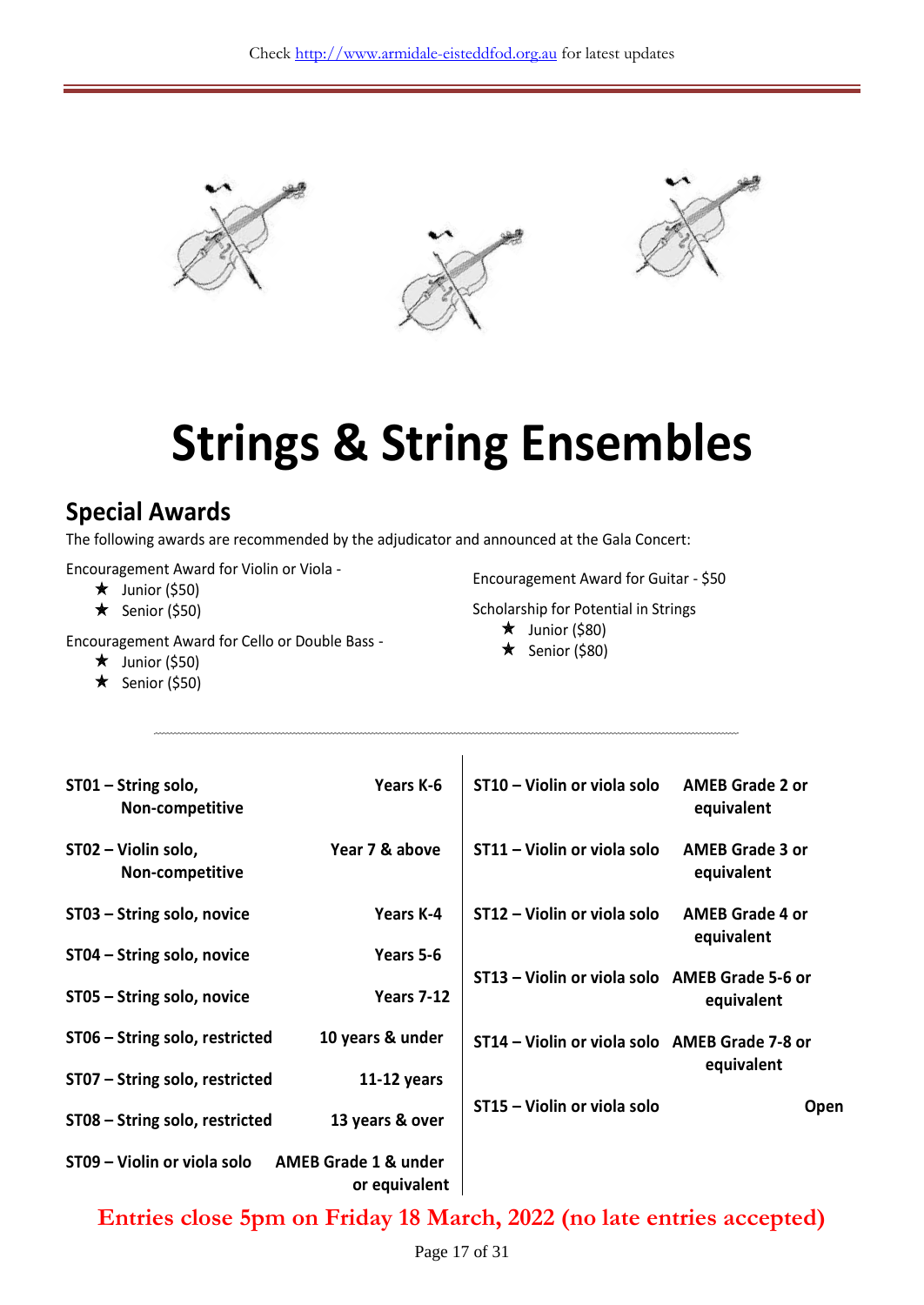# Strings & String Ensembles

## Special Awards

The following awards are recommended by the adjudicator and announced at the Gala Concert:

Encouragement Award for Violin or Viola -

- ★ Junior ($50)
- ★ Senior ($50)

Encouragement Award for Cello or Double Bass -

- ★ Junior ($50)
- ★ Senior ($50)

Encouragement Award for Guitar - $50

Scholarship for Potential in Strings

- ★ Junior ($80)
- ★ Senior ($80)

| Section | Eligibility |
|---|---|
| **ST01 – String solo, Non-competitive** | **Years K-6** |
| **ST02 – Violin solo, Non-competitive** | **Year 7 & above** |
| **ST03 – String solo, novice** | **Years K-4** |
| **ST04 – String solo, novice** | **Years 5-6** |
| **ST05 – String solo, novice** | **Years 7-12** |
| **ST06 – String solo, restricted** | **10 years & under** |
| **ST07 – String solo, restricted** | **11-12 years** |
| **ST08 – String solo, restricted** | **13 years & over** |
| **ST09 – Violin or viola solo** | **AMEB Grade 1 & under or equivalent** |
| **ST10 – Violin or viola solo** | **AMEB Grade 2 or equivalent** |
| **ST11 – Violin or viola solo** | **AMEB Grade 3 or equivalent** |
| **ST12 – Violin or viola solo** | **AMEB Grade 4 or equivalent** |
| **ST13 – Violin or viola solo** | **AMEB Grade 5-6 or equivalent** |
| **ST14 – Violin or viola solo** | **AMEB Grade 7-8 or equivalent** |
| **ST15 – Violin or viola solo** | **Open** |

**Entries close 5pm on Friday 18 March, 2022 (no late entries accepted)**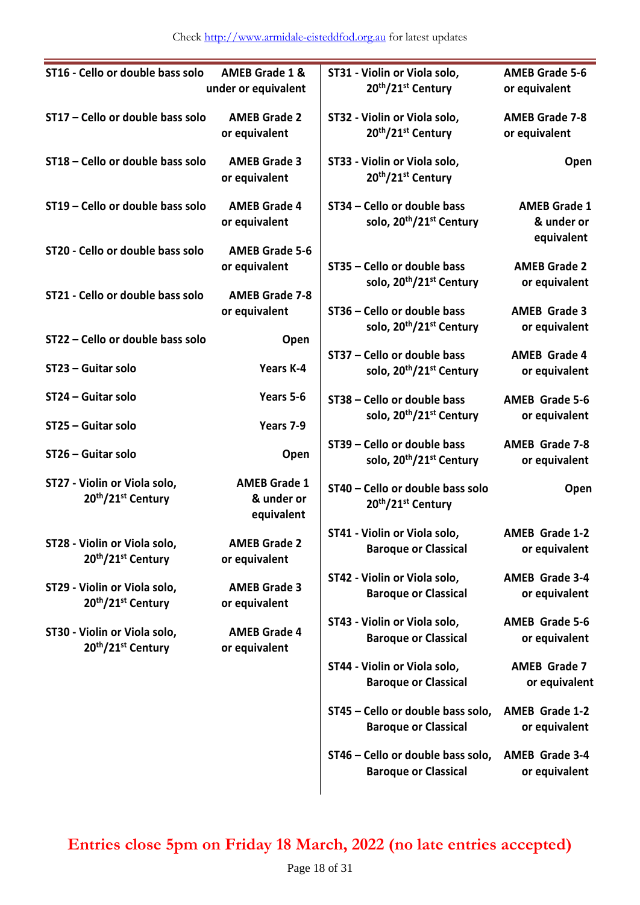Check http://www.armidale-eisteddfod.org.au for latest updates

| Section | Level |
|---|---|
| **ST16 - Cello or double bass solo** | **AMEB Grade 1 & under or equivalent** |
| **ST17 – Cello or double bass solo** | **AMEB Grade 2 or equivalent** |
| **ST18 – Cello or double bass solo** | **AMEB Grade 3 or equivalent** |
| **ST19 – Cello or double bass solo** | **AMEB Grade 4 or equivalent** |
| **ST20 - Cello or double bass solo** | **AMEB Grade 5-6 or equivalent** |
| **ST21 - Cello or double bass solo** | **AMEB Grade 7-8 or equivalent** |
| **ST22 – Cello or double bass solo** | **Open** |
| **ST23 – Guitar solo** | **Years K-4** |
| **ST24 – Guitar solo** | **Years 5-6** |
| **ST25 – Guitar solo** | **Years 7-9** |
| **ST26 – Guitar solo** | **Open** |
| **ST27 - Violin or Viola solo, 20th/21st Century** | **AMEB Grade 1 & under or equivalent** |
| **ST28 - Violin or Viola solo, 20th/21st Century** | **AMEB Grade 2 or equivalent** |
| **ST29 - Violin or Viola solo, 20th/21st Century** | **AMEB Grade 3 or equivalent** |
| **ST30 - Violin or Viola solo, 20th/21st Century** | **AMEB Grade 4 or equivalent** |
| **ST31 - Violin or Viola solo, 20th/21st Century** | **AMEB Grade 5-6 or equivalent** |
| **ST32 - Violin or Viola solo, 20th/21st Century** | **AMEB Grade 7-8 or equivalent** |
| **ST33 - Violin or Viola solo, 20th/21st Century** | **Open** |
| **ST34 – Cello or double bass solo, 20th/21st Century** | **AMEB Grade 1 & under or equivalent** |
| **ST35 – Cello or double bass solo, 20th/21st Century** | **AMEB Grade 2 or equivalent** |
| **ST36 – Cello or double bass solo, 20th/21st Century** | **AMEB Grade 3 or equivalent** |
| **ST37 – Cello or double bass solo, 20th/21st Century** | **AMEB Grade 4 or equivalent** |
| **ST38 – Cello or double bass solo, 20th/21st Century** | **AMEB Grade 5-6 or equivalent** |
| **ST39 – Cello or double bass solo, 20th/21st Century** | **AMEB Grade 7-8 or equivalent** |
| **ST40 – Cello or double bass solo 20th/21st Century** | **Open** |
| **ST41 - Violin or Viola solo, Baroque or Classical** | **AMEB Grade 1-2 or equivalent** |
| **ST42 - Violin or Viola solo, Baroque or Classical** | **AMEB Grade 3-4 or equivalent** |
| **ST43 - Violin or Viola solo, Baroque or Classical** | **AMEB Grade 5-6 or equivalent** |
| **ST44 - Violin or Viola solo, Baroque or Classical** | **AMEB Grade 7 or equivalent** |
| **ST45 – Cello or double bass solo, Baroque or Classical** | **AMEB Grade 1-2 or equivalent** |
| **ST46 – Cello or double bass solo, Baroque or Classical** | **AMEB Grade 3-4 or equivalent** |

**Entries close 5pm on Friday 18 March, 2022 (no late entries accepted)**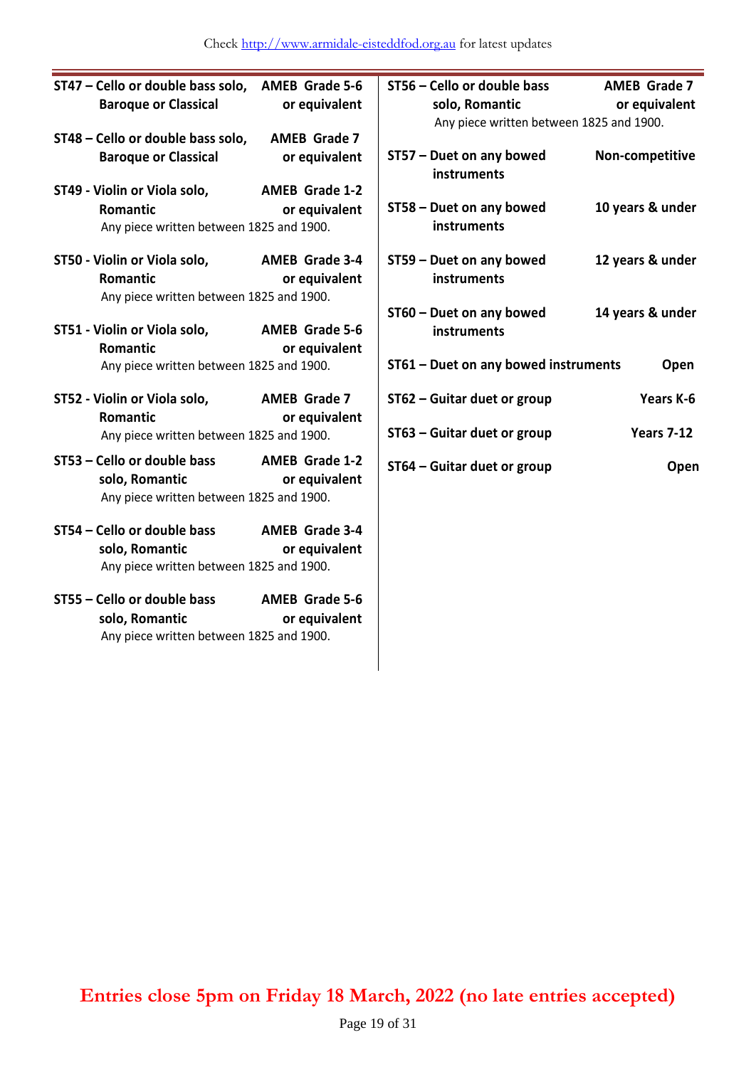**ST47 – Cello or double bass solo, Baroque or Classical** — **AMEB Grade 5-6 or equivalent**

**ST48 – Cello or double bass solo, Baroque or Classical** — **AMEB Grade 7 or equivalent**

**ST49 - Violin or Viola solo, Romantic** — **AMEB Grade 1-2 or equivalent**
Any piece written between 1825 and 1900.

**ST50 - Violin or Viola solo, Romantic** — **AMEB Grade 3-4 or equivalent**
Any piece written between 1825 and 1900.

**ST51 - Violin or Viola solo, Romantic** — **AMEB Grade 5-6 or equivalent**
Any piece written between 1825 and 1900.

**ST52 - Violin or Viola solo, Romantic** — **AMEB Grade 7 or equivalent**
Any piece written between 1825 and 1900.

**ST53 – Cello or double bass solo, Romantic** — **AMEB Grade 1-2 or equivalent**
Any piece written between 1825 and 1900.

**ST54 – Cello or double bass solo, Romantic** — **AMEB Grade 3-4 or equivalent**
Any piece written between 1825 and 1900.

**ST55 – Cello or double bass solo, Romantic** — **AMEB Grade 5-6 or equivalent**
Any piece written between 1825 and 1900.

**ST56 – Cello or double bass solo, Romantic** — **AMEB Grade 7 or equivalent**
Any piece written between 1825 and 1900.

**ST57 – Duet on any bowed instruments** — **Non-competitive**

**ST58 – Duet on any bowed instruments** — **10 years & under**

**ST59 – Duet on any bowed instruments** — **12 years & under**

**ST60 – Duet on any bowed instruments** — **14 years & under**

**ST61 – Duet on any bowed instruments** — **Open**

**ST62 – Guitar duet or group** — **Years K-6**

**ST63 – Guitar duet or group** — **Years 7-12**

**ST64 – Guitar duet or group** — **Open**

**Entries close 5pm on Friday 18 March, 2022 (no late entries accepted)**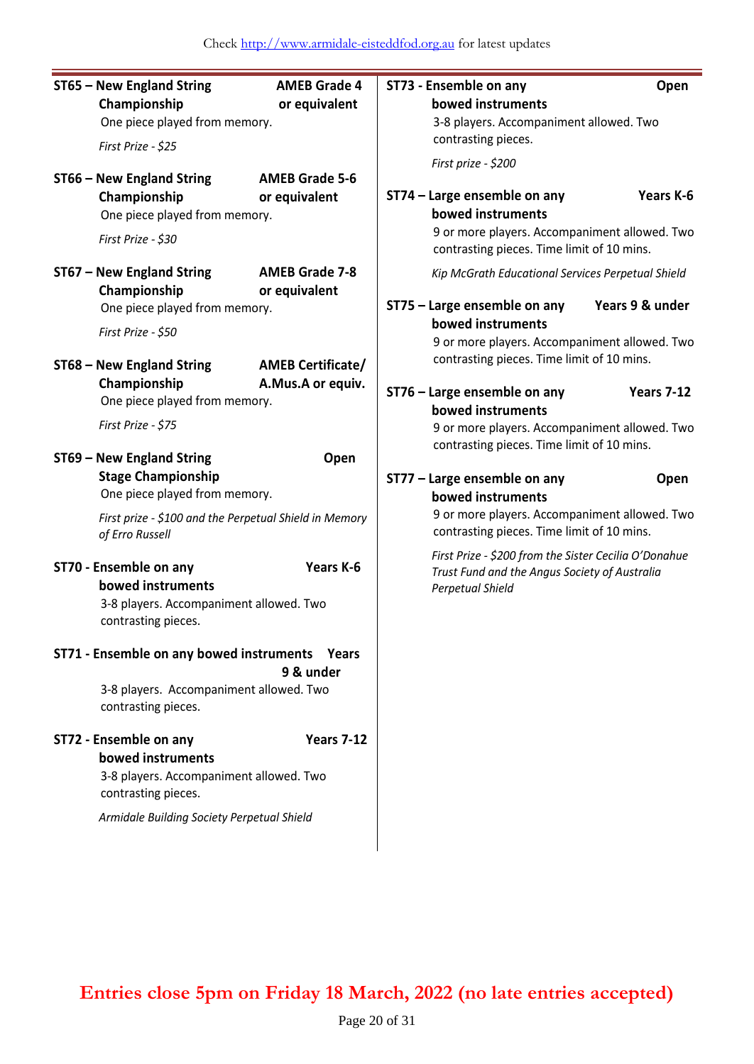Check http://www.armidale-eisteddfod.org.au for latest updates

**ST65 – New England String Championship** — **AMEB Grade 4 or equivalent**

One piece played from memory.

*First Prize - $25*

**ST66 – New England String Championship** — **AMEB Grade 5-6 or equivalent**

One piece played from memory.

*First Prize - $30*

**ST67 – New England String Championship** — **AMEB Grade 7-8 or equivalent**

One piece played from memory.

*First Prize - $50*

**ST68 – New England String Championship** — **AMEB Certificate/ A.Mus.A or equiv.**

One piece played from memory.

*First Prize - $75*

**ST69 – New England String Stage Championship** — **Open**

One piece played from memory.

*First prize - $100 and the Perpetual Shield in Memory of Erro Russell*

**ST70 - Ensemble on any bowed instruments** — **Years K-6**

3-8 players. Accompaniment allowed. Two contrasting pieces.

**ST71 - Ensemble on any bowed instruments** — **Years 9 & under**

3-8 players. Accompaniment allowed. Two contrasting pieces.

**ST72 - Ensemble on any bowed instruments** — **Years 7-12**

3-8 players. Accompaniment allowed. Two contrasting pieces.

*Armidale Building Society Perpetual Shield*

**ST73 - Ensemble on any bowed instruments** — **Open**

3-8 players. Accompaniment allowed. Two contrasting pieces.

*First prize - $200*

**ST74 – Large ensemble on any bowed instruments** — **Years K-6**

9 or more players. Accompaniment allowed. Two contrasting pieces. Time limit of 10 mins.

*Kip McGrath Educational Services Perpetual Shield*

**ST75 – Large ensemble on any bowed instruments** — **Years 9 & under**

9 or more players. Accompaniment allowed. Two contrasting pieces. Time limit of 10 mins.

**ST76 – Large ensemble on any bowed instruments** — **Years 7-12**

9 or more players. Accompaniment allowed. Two contrasting pieces. Time limit of 10 mins.

**ST77 – Large ensemble on any bowed instruments** — **Open**

9 or more players. Accompaniment allowed. Two contrasting pieces. Time limit of 10 mins.

*First Prize - $200 from the Sister Cecilia O'Donahue Trust Fund and the Angus Society of Australia Perpetual Shield*

**Entries close 5pm on Friday 18 March, 2022 (no late entries accepted)**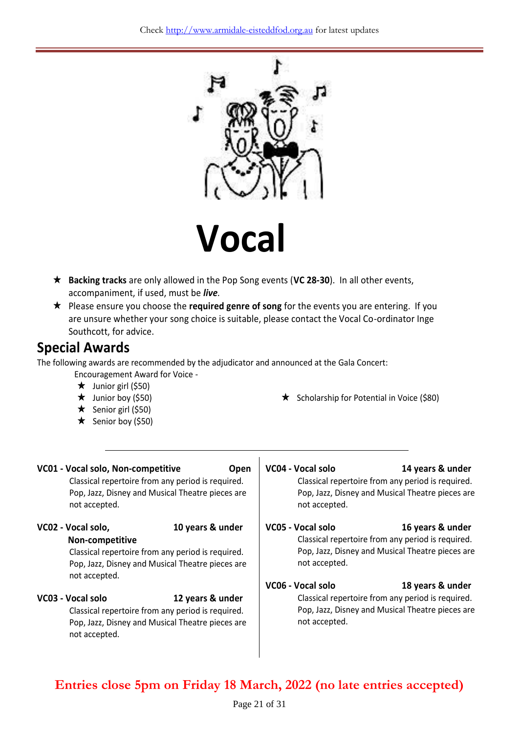# Vocal

- ★ **Backing tracks** are only allowed in the Pop Song events (**VC 28-30**). In all other events, accompaniment, if used, must be ***live***.
- ★ Please ensure you choose the **required genre of song** for the events you are entering. If you are unsure whether your song choice is suitable, please contact the Vocal Co-ordinator Inge Southcott, for advice.

## Special Awards

The following awards are recommended by the adjudicator and announced at the Gala Concert:

Encouragement Award for Voice -

- ★ Junior girl ($50)
- ★ Junior boy ($50)
- ★ Senior girl ($50)
- ★ Senior boy ($50)

- ★ Scholarship for Potential in Voice ($80)

---

**VC01 - Vocal solo, Non-competitive** **Open**

Classical repertoire from any period is required. Pop, Jazz, Disney and Musical Theatre pieces are not accepted.

**VC02 - Vocal solo, Non-competitive** **10 years & under**

Classical repertoire from any period is required. Pop, Jazz, Disney and Musical Theatre pieces are not accepted.

**VC03 - Vocal solo** **12 years & under**

Classical repertoire from any period is required. Pop, Jazz, Disney and Musical Theatre pieces are not accepted.

**VC04 - Vocal solo** **14 years & under**

Classical repertoire from any period is required. Pop, Jazz, Disney and Musical Theatre pieces are not accepted.

**VC05 - Vocal solo** **16 years & under**

Classical repertoire from any period is required. Pop, Jazz, Disney and Musical Theatre pieces are not accepted.

**VC06 - Vocal solo** **18 years & under**

Classical repertoire from any period is required. Pop, Jazz, Disney and Musical Theatre pieces are not accepted.

**Entries close 5pm on Friday 18 March, 2022 (no late entries accepted)**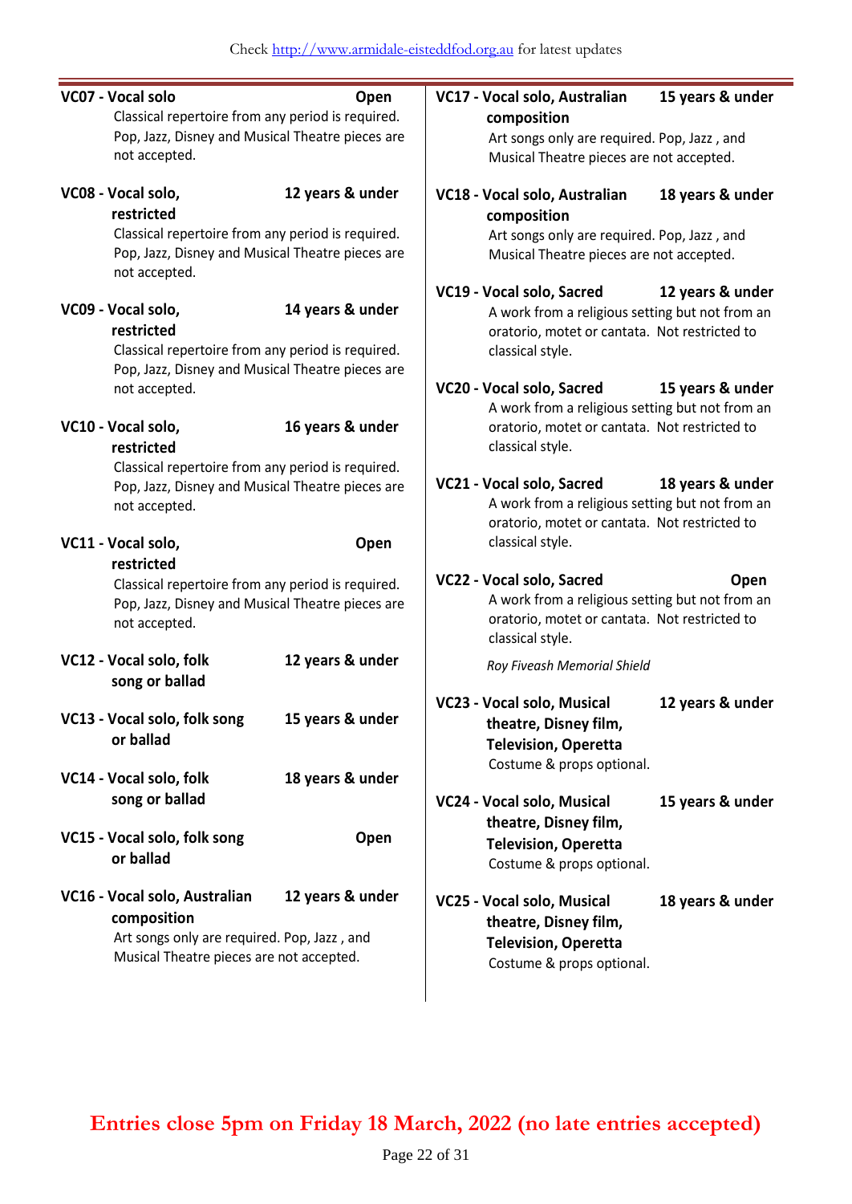Check http://www.armidale-eisteddfod.org.au for latest updates

**VC07 - Vocal solo** **Open**
Classical repertoire from any period is required. Pop, Jazz, Disney and Musical Theatre pieces are not accepted.

**VC08 - Vocal solo, restricted** **12 years & under**
Classical repertoire from any period is required. Pop, Jazz, Disney and Musical Theatre pieces are not accepted.

**VC09 - Vocal solo, restricted** **14 years & under**
Classical repertoire from any period is required. Pop, Jazz, Disney and Musical Theatre pieces are not accepted.

**VC10 - Vocal solo, restricted** **16 years & under**
Classical repertoire from any period is required. Pop, Jazz, Disney and Musical Theatre pieces are not accepted.

**VC11 - Vocal solo, restricted** **Open**
Classical repertoire from any period is required. Pop, Jazz, Disney and Musical Theatre pieces are not accepted.

**VC12 - Vocal solo, folk song or ballad** **12 years & under**

**VC13 - Vocal solo, folk song or ballad** **15 years & under**

**VC14 - Vocal solo, folk song or ballad** **18 years & under**

**VC15 - Vocal solo, folk song or ballad** **Open**

**VC16 - Vocal solo, Australian composition** **12 years & under**
Art songs only are required. Pop, Jazz , and Musical Theatre pieces are not accepted.

**VC17 - Vocal solo, Australian composition** **15 years & under**
Art songs only are required. Pop, Jazz , and Musical Theatre pieces are not accepted.

**VC18 - Vocal solo, Australian composition** **18 years & under**
Art songs only are required. Pop, Jazz , and Musical Theatre pieces are not accepted.

**VC19 - Vocal solo, Sacred** **12 years & under**
A work from a religious setting but not from an oratorio, motet or cantata. Not restricted to classical style.

**VC20 - Vocal solo, Sacred** **15 years & under**
A work from a religious setting but not from an oratorio, motet or cantata. Not restricted to classical style.

**VC21 - Vocal solo, Sacred** **18 years & under**
A work from a religious setting but not from an oratorio, motet or cantata. Not restricted to classical style.

**VC22 - Vocal solo, Sacred** **Open**
A work from a religious setting but not from an oratorio, motet or cantata. Not restricted to classical style.

*Roy Fiveash Memorial Shield*

**VC23 - Vocal solo, Musical theatre, Disney film, Television, Operetta** **12 years & under**
Costume & props optional.

**VC24 - Vocal solo, Musical theatre, Disney film, Television, Operetta** **15 years & under**
Costume & props optional.

**VC25 - Vocal solo, Musical theatre, Disney film, Television, Operetta** **18 years & under**
Costume & props optional.

**Entries close 5pm on Friday 18 March, 2022 (no late entries accepted)**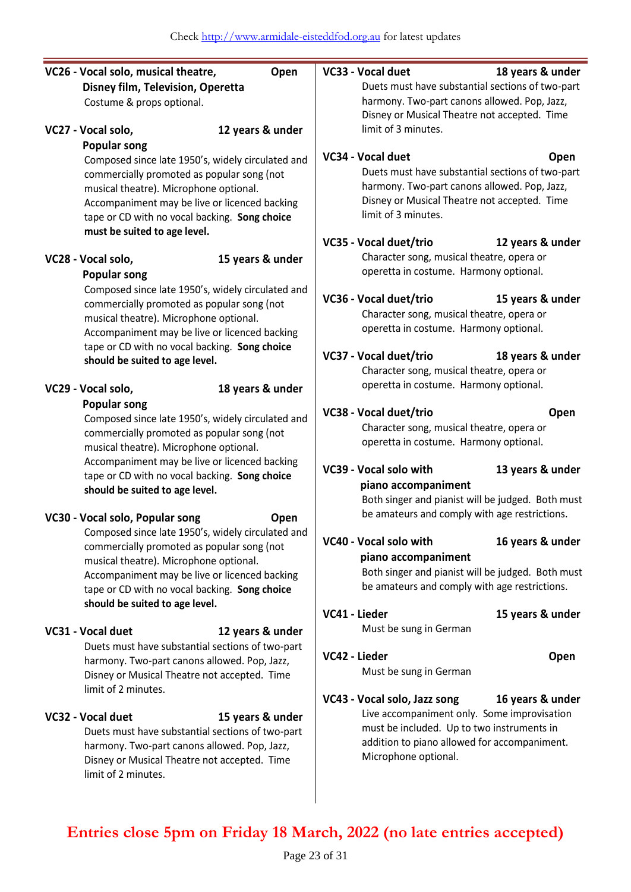**VC26 - Vocal solo, musical theatre, Disney film, Television, Operetta** — **Open**

Costume & props optional.

**VC27 - Vocal solo, Popular song** — **12 years & under**

Composed since late 1950's, widely circulated and commercially promoted as popular song (not musical theatre). Microphone optional. Accompaniment may be live or licenced backing tape or CD with no vocal backing. **Song choice must be suited to age level.**

**VC28 - Vocal solo, Popular song** — **15 years & under**

Composed since late 1950's, widely circulated and commercially promoted as popular song (not musical theatre). Microphone optional. Accompaniment may be live or licenced backing tape or CD with no vocal backing. **Song choice should be suited to age level.**

**VC29 - Vocal solo, Popular song** — **18 years & under**

Composed since late 1950's, widely circulated and commercially promoted as popular song (not musical theatre). Microphone optional. Accompaniment may be live or licenced backing tape or CD with no vocal backing. **Song choice should be suited to age level.**

**VC30 - Vocal solo, Popular song** — **Open**

Composed since late 1950's, widely circulated and commercially promoted as popular song (not musical theatre). Microphone optional. Accompaniment may be live or licenced backing tape or CD with no vocal backing. **Song choice should be suited to age level.**

**VC31 - Vocal duet** — **12 years & under**

Duets must have substantial sections of two-part harmony. Two-part canons allowed. Pop, Jazz, Disney or Musical Theatre not accepted. Time limit of 2 minutes.

**VC32 - Vocal duet** — **15 years & under**

Duets must have substantial sections of two-part harmony. Two-part canons allowed. Pop, Jazz, Disney or Musical Theatre not accepted. Time limit of 2 minutes.

**VC33 - Vocal duet** — **18 years & under**

Duets must have substantial sections of two-part harmony. Two-part canons allowed. Pop, Jazz, Disney or Musical Theatre not accepted. Time limit of 3 minutes.

**VC34 - Vocal duet** — **Open**

Duets must have substantial sections of two-part harmony. Two-part canons allowed. Pop, Jazz, Disney or Musical Theatre not accepted. Time limit of 3 minutes.

**VC35 - Vocal duet/trio** — **12 years & under**

Character song, musical theatre, opera or operetta in costume. Harmony optional.

**VC36 - Vocal duet/trio** — **15 years & under**

Character song, musical theatre, opera or operetta in costume. Harmony optional.

**VC37 - Vocal duet/trio** — **18 years & under**

Character song, musical theatre, opera or operetta in costume. Harmony optional.

**VC38 - Vocal duet/trio** — **Open**

Character song, musical theatre, opera or operetta in costume. Harmony optional.

**VC39 - Vocal solo with piano accompaniment** — **13 years & under**

Both singer and pianist will be judged. Both must be amateurs and comply with age restrictions.

**VC40 - Vocal solo with piano accompaniment** — **16 years & under**

Both singer and pianist will be judged. Both must be amateurs and comply with age restrictions.

**VC41 - Lieder** — **15 years & under**

Must be sung in German

**VC42 - Lieder** — **Open**

Must be sung in German

**VC43 - Vocal solo, Jazz song** — **16 years & under**

Live accompaniment only. Some improvisation must be included. Up to two instruments in addition to piano allowed for accompaniment. Microphone optional.

**Entries close 5pm on Friday 18 March, 2022 (no late entries accepted)**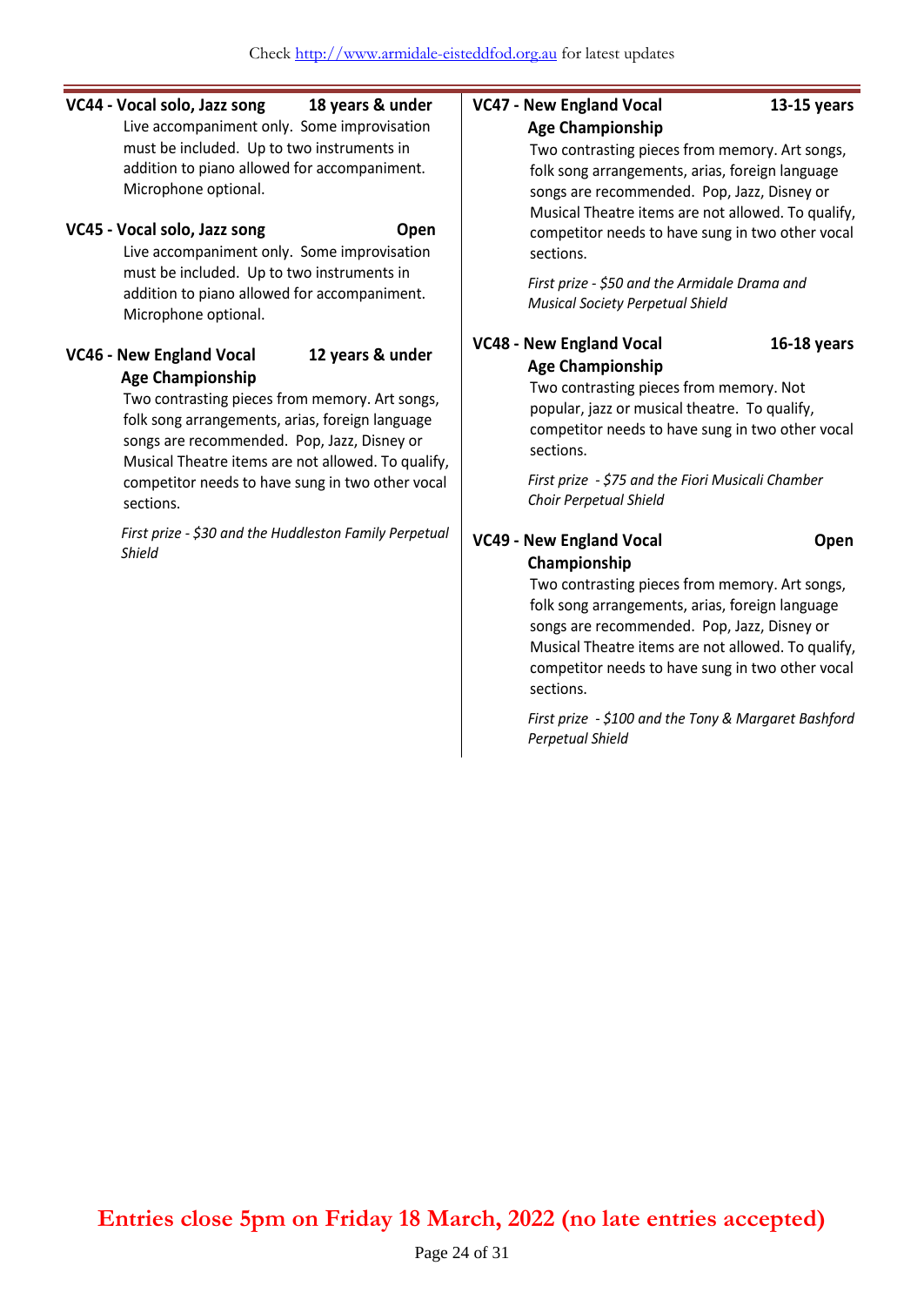**VC44 - Vocal solo, Jazz song — 18 years & under**

Live accompaniment only. Some improvisation must be included. Up to two instruments in addition to piano allowed for accompaniment. Microphone optional.

**VC45 - Vocal solo, Jazz song — Open**

Live accompaniment only. Some improvisation must be included. Up to two instruments in addition to piano allowed for accompaniment. Microphone optional.

**VC46 - New England Vocal Age Championship — 12 years & under**

Two contrasting pieces from memory. Art songs, folk song arrangements, arias, foreign language songs are recommended. Pop, Jazz, Disney or Musical Theatre items are not allowed. To qualify, competitor needs to have sung in two other vocal sections.

*First prize - $30 and the Huddleston Family Perpetual Shield*

**VC47 - New England Vocal Age Championship — 13-15 years**

Two contrasting pieces from memory. Art songs, folk song arrangements, arias, foreign language songs are recommended. Pop, Jazz, Disney or Musical Theatre items are not allowed. To qualify, competitor needs to have sung in two other vocal sections.

*First prize - $50 and the Armidale Drama and Musical Society Perpetual Shield*

**VC48 - New England Vocal Age Championship — 16-18 years**

Two contrasting pieces from memory. Not popular, jazz or musical theatre. To qualify, competitor needs to have sung in two other vocal sections.

*First prize - $75 and the Fiori Musicali Chamber Choir Perpetual Shield*

**VC49 - New England Vocal Championship — Open**

Two contrasting pieces from memory. Art songs, folk song arrangements, arias, foreign language songs are recommended. Pop, Jazz, Disney or Musical Theatre items are not allowed. To qualify, competitor needs to have sung in two other vocal sections.

*First prize - $100 and the Tony & Margaret Bashford Perpetual Shield*

**Entries close 5pm on Friday 18 March, 2022 (no late entries accepted)**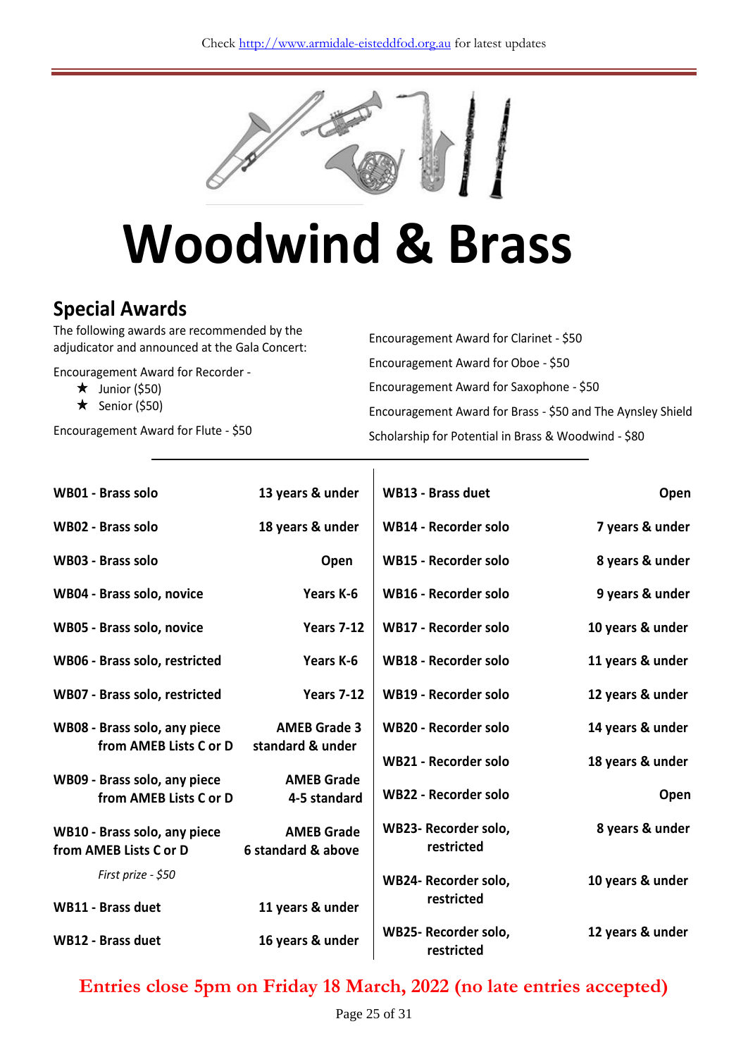Check http://www.armidale-eisteddfod.org.au for latest updates

# Woodwind & Brass

## Special Awards

The following awards are recommended by the adjudicator and announced at the Gala Concert:

Encouragement Award for Recorder -

- ★ Junior ($50)
- ★ Senior ($50)

Encouragement Award for Flute - $50

Encouragement Award for Clarinet - $50

Encouragement Award for Oboe - $50

Encouragement Award for Saxophone - $50

Encouragement Award for Brass - $50 and The Aynsley Shield

Scholarship for Potential in Brass & Woodwind - $80

---

| Section | Category |
|---|---|
| **WB01 - Brass solo** | **13 years & under** |
| **WB02 - Brass solo** | **18 years & under** |
| **WB03 - Brass solo** | **Open** |
| **WB04 - Brass solo, novice** | **Years K-6** |
| **WB05 - Brass solo, novice** | **Years 7-12** |
| **WB06 - Brass solo, restricted** | **Years K-6** |
| **WB07 - Brass solo, restricted** | **Years 7-12** |
| **WB08 - Brass solo, any piece from AMEB Lists C or D** | **AMEB Grade 3 standard & under** |
| **WB09 - Brass solo, any piece from AMEB Lists C or D** | **AMEB Grade 4-5 standard** |
| **WB10 - Brass solo, any piece from AMEB Lists C or D** *First prize - $50* | **AMEB Grade 6 standard & above** |
| **WB11 - Brass duet** | **11 years & under** |
| **WB12 - Brass duet** | **16 years & under** |
| **WB13 - Brass duet** | **Open** |
| **WB14 - Recorder solo** | **7 years & under** |
| **WB15 - Recorder solo** | **8 years & under** |
| **WB16 - Recorder solo** | **9 years & under** |
| **WB17 - Recorder solo** | **10 years & under** |
| **WB18 - Recorder solo** | **11 years & under** |
| **WB19 - Recorder solo** | **12 years & under** |
| **WB20 - Recorder solo** | **14 years & under** |
| **WB21 - Recorder solo** | **18 years & under** |
| **WB22 - Recorder solo** | **Open** |
| **WB23- Recorder solo, restricted** | **8 years & under** |
| **WB24- Recorder solo, restricted** | **10 years & under** |
| **WB25- Recorder solo, restricted** | **12 years & under** |

**Entries close 5pm on Friday 18 March, 2022 (no late entries accepted)**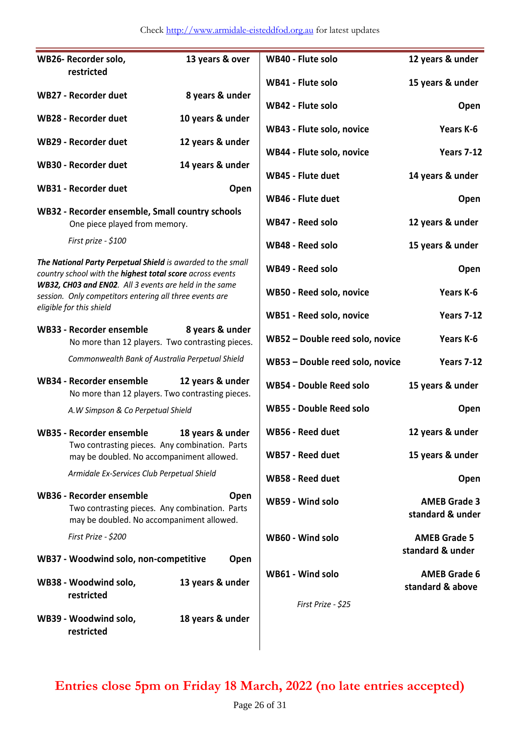**WB26- Recorder solo, restricted** 13 years & over

**WB27 - Recorder duet** 8 years & under

**WB28 - Recorder duet** 10 years & under

**WB29 - Recorder duet** 12 years & under

**WB30 - Recorder duet** 14 years & under

**WB31 - Recorder duet** Open

**WB32 - Recorder ensemble, Small country schools**
One piece played from memory.

*First prize - $100*

***The National Party Perpetual Shield** is awarded to the small country school with the **highest total score** across events **WB32, CH03 and EN02**. All 3 events are held in the same session. Only competitors entering all three events are eligible for this shield*

**WB33 - Recorder ensemble** 8 years & under
No more than 12 players. Two contrasting pieces.

*Commonwealth Bank of Australia Perpetual Shield*

**WB34 - Recorder ensemble** 12 years & under
No more than 12 players. Two contrasting pieces.

*A.W Simpson & Co Perpetual Shield*

**WB35 - Recorder ensemble** 18 years & under
Two contrasting pieces. Any combination. Parts may be doubled. No accompaniment allowed.

*Armidale Ex-Services Club Perpetual Shield*

**WB36 - Recorder ensemble** Open
Two contrasting pieces. Any combination. Parts may be doubled. No accompaniment allowed.

*First Prize - $200*

**WB37 - Woodwind solo, non-competitive** Open

**WB38 - Woodwind solo, restricted** 13 years & under

**WB39 - Woodwind solo, restricted** 18 years & under

**WB40 - Flute solo** 12 years & under

**WB41 - Flute solo** 15 years & under

**WB42 - Flute solo** Open

**WB43 - Flute solo, novice** Years K-6

**WB44 - Flute solo, novice** Years 7-12

**WB45 - Flute duet** 14 years & under

**WB46 - Flute duet** Open

**WB47 - Reed solo** 12 years & under

**WB48 - Reed solo** 15 years & under

**WB49 - Reed solo** Open

**WB50 - Reed solo, novice** Years K-6

**WB51 - Reed solo, novice** Years 7-12

**WB52 – Double reed solo, novice** Years K-6

**WB53 – Double reed solo, novice** Years 7-12

**WB54 - Double Reed solo** 15 years & under

**WB55 - Double Reed solo** Open

**WB56 - Reed duet** 12 years & under

**WB57 - Reed duet** 15 years & under

**WB58 - Reed duet** Open

**WB59 - Wind solo** AMEB Grade 3 standard & under

**WB60 - Wind solo** AMEB Grade 5 standard & under

**WB61 - Wind solo** AMEB Grade 6 standard & above

*First Prize - $25*

**Entries close 5pm on Friday 18 March, 2022 (no late entries accepted)**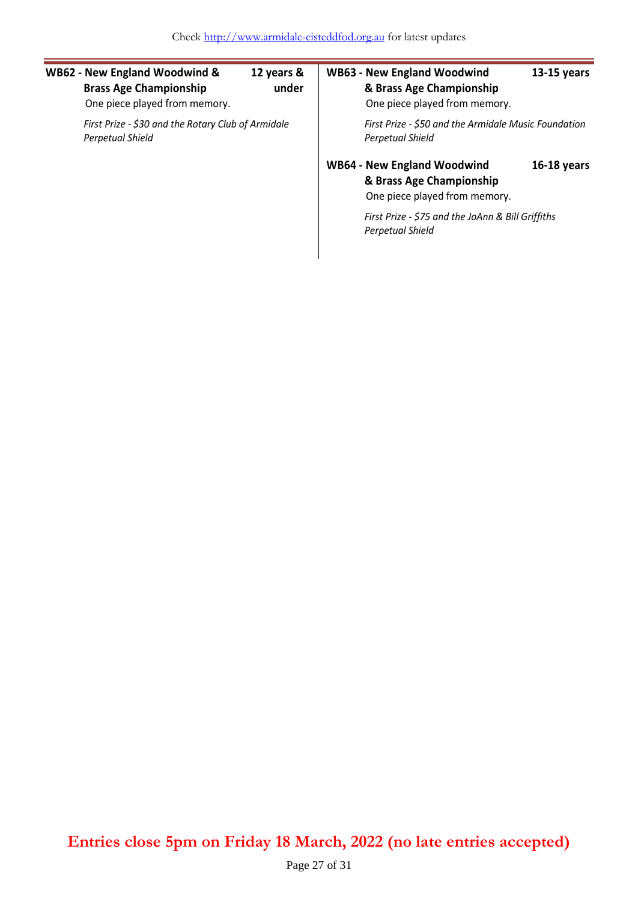**WB62 - New England Woodwind & Brass Age Championship** — **12 years & under**

One piece played from memory.

*First Prize - $30 and the Rotary Club of Armidale Perpetual Shield*

**WB63 - New England Woodwind & Brass Age Championship** — **13-15 years**

One piece played from memory.

*First Prize - $50 and the Armidale Music Foundation Perpetual Shield*

**WB64 - New England Woodwind & Brass Age Championship** — **16-18 years**

One piece played from memory.

*First Prize - $75 and the JoAnn & Bill Griffiths Perpetual Shield*

**Entries close 5pm on Friday 18 March, 2022 (no late entries accepted)**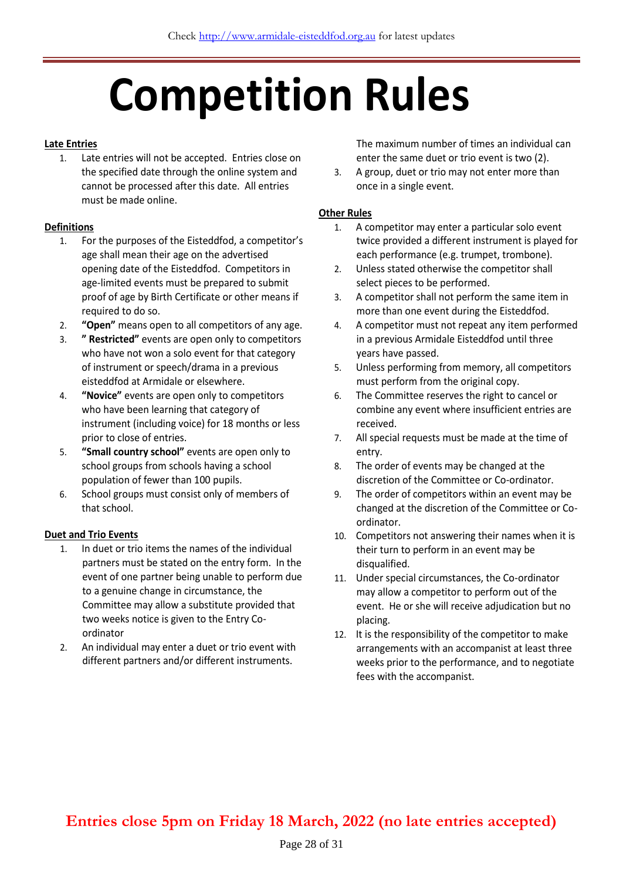# Competition Rules

**Late Entries**

1. Late entries will not be accepted. Entries close on the specified date through the online system and cannot be processed after this date. All entries must be made online.

**Definitions**

1. For the purposes of the Eisteddfod, a competitor's age shall mean their age on the advertised opening date of the Eisteddfod. Competitors in age-limited events must be prepared to submit proof of age by Birth Certificate or other means if required to do so.
2. **"Open"** means open to all competitors of any age.
3. **" Restricted"** events are open only to competitors who have not won a solo event for that category of instrument or speech/drama in a previous eisteddfod at Armidale or elsewhere.
4. **"Novice"** events are open only to competitors who have been learning that category of instrument (including voice) for 18 months or less prior to close of entries.
5. **"Small country school"** events are open only to school groups from schools having a school population of fewer than 100 pupils.
6. School groups must consist only of members of that school.

**Duet and Trio Events**

1. In duet or trio items the names of the individual partners must be stated on the entry form. In the event of one partner being unable to perform due to a genuine change in circumstance, the Committee may allow a substitute provided that two weeks notice is given to the Entry Co-ordinator
2. An individual may enter a duet or trio event with different partners and/or different instruments. The maximum number of times an individual can enter the same duet or trio event is two (2).
3. A group, duet or trio may not enter more than once in a single event.

**Other Rules**

1. A competitor may enter a particular solo event twice provided a different instrument is played for each performance (e.g. trumpet, trombone).
2. Unless stated otherwise the competitor shall select pieces to be performed.
3. A competitor shall not perform the same item in more than one event during the Eisteddfod.
4. A competitor must not repeat any item performed in a previous Armidale Eisteddfod until three years have passed.
5. Unless performing from memory, all competitors must perform from the original copy.
6. The Committee reserves the right to cancel or combine any event where insufficient entries are received.
7. All special requests must be made at the time of entry.
8. The order of events may be changed at the discretion of the Committee or Co-ordinator.
9. The order of competitors within an event may be changed at the discretion of the Committee or Co-ordinator.
10. Competitors not answering their names when it is their turn to perform in an event may be disqualified.
11. Under special circumstances, the Co-ordinator may allow a competitor to perform out of the event. He or she will receive adjudication but no placing.
12. It is the responsibility of the competitor to make arrangements with an accompanist at least three weeks prior to the performance, and to negotiate fees with the accompanist.

**Entries close 5pm on Friday 18 March, 2022 (no late entries accepted)**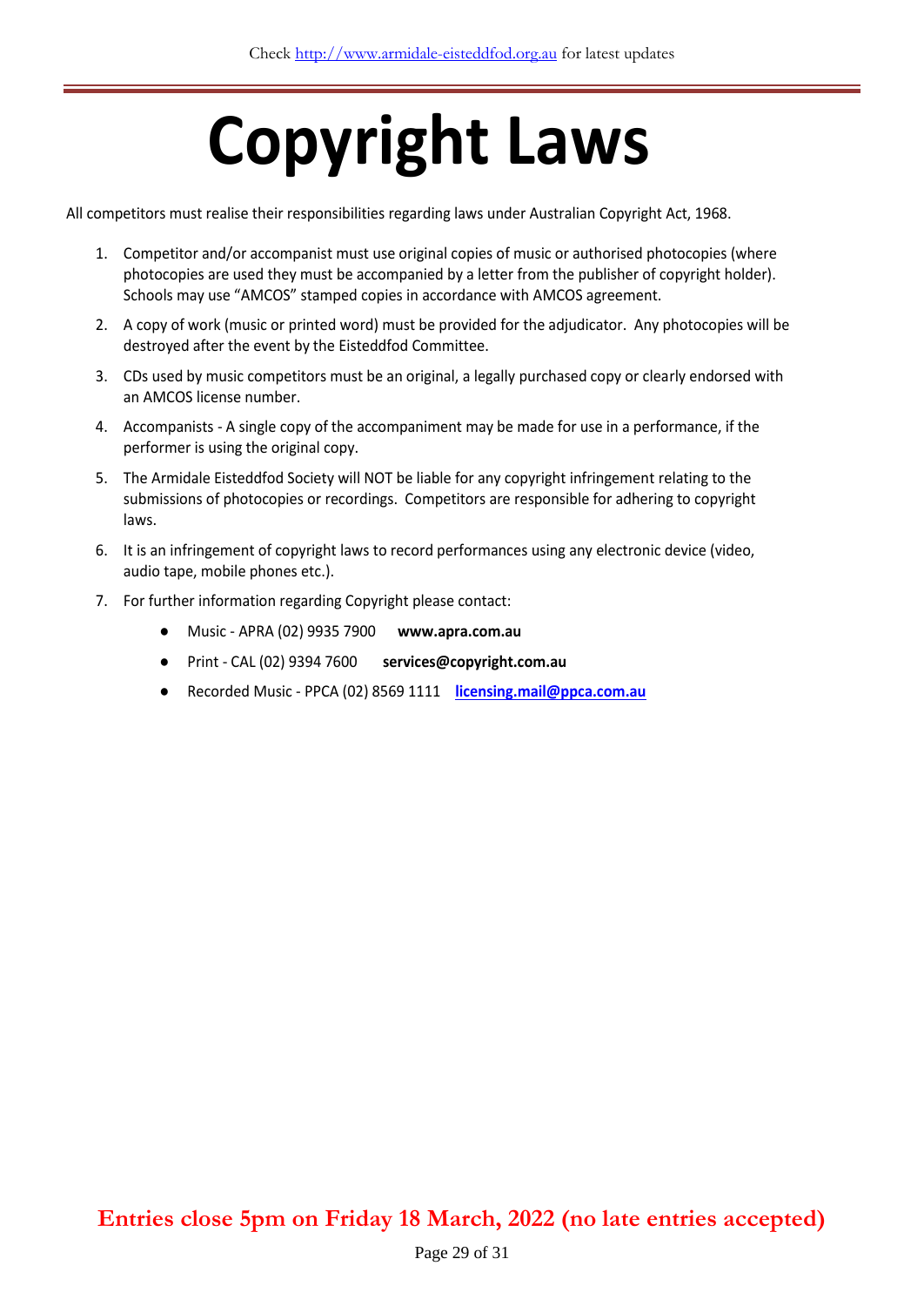# Copyright Laws

All competitors must realise their responsibilities regarding laws under Australian Copyright Act, 1968.

1. Competitor and/or accompanist must use original copies of music or authorised photocopies (where photocopies are used they must be accompanied by a letter from the publisher of copyright holder). Schools may use "AMCOS" stamped copies in accordance with AMCOS agreement.
2. A copy of work (music or printed word) must be provided for the adjudicator. Any photocopies will be destroyed after the event by the Eisteddfod Committee.
3. CDs used by music competitors must be an original, a legally purchased copy or clearly endorsed with an AMCOS license number.
4. Accompanists - A single copy of the accompaniment may be made for use in a performance, if the performer is using the original copy.
5. The Armidale Eisteddfod Society will NOT be liable for any copyright infringement relating to the submissions of photocopies or recordings. Competitors are responsible for adhering to copyright laws.
6. It is an infringement of copyright laws to record performances using any electronic device (video, audio tape, mobile phones etc.).
7. For further information regarding Copyright please contact:
   - Music - APRA (02) 9935 7900 **www.apra.com.au**
   - Print - CAL (02) 9394 7600 **services@copyright.com.au**
   - Recorded Music - PPCA (02) 8569 1111 **licensing.mail@ppca.com.au**

**Entries close 5pm on Friday 18 March, 2022 (no late entries accepted)**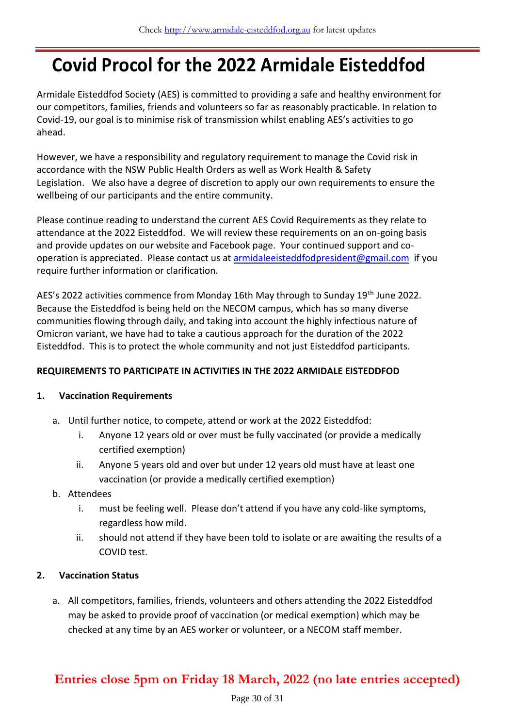# Covid Procol for the 2022 Armidale Eisteddfod

Armidale Eisteddfod Society (AES) is committed to providing a safe and healthy environment for our competitors, families, friends and volunteers so far as reasonably practicable. In relation to Covid-19, our goal is to minimise risk of transmission whilst enabling AES's activities to go ahead.

However, we have a responsibility and regulatory requirement to manage the Covid risk in accordance with the NSW Public Health Orders as well as Work Health & Safety Legislation. We also have a degree of discretion to apply our own requirements to ensure the wellbeing of our participants and the entire community.

Please continue reading to understand the current AES Covid Requirements as they relate to attendance at the 2022 Eisteddfod. We will review these requirements on an on-going basis and provide updates on our website and Facebook page. Your continued support and co-operation is appreciated. Please contact us at armidaleeisteddfodpresident@gmail.com if you require further information or clarification.

AES's 2022 activities commence from Monday 16th May through to Sunday 19th June 2022. Because the Eisteddfod is being held on the NECOM campus, which has so many diverse communities flowing through daily, and taking into account the highly infectious nature of Omicron variant, we have had to take a cautious approach for the duration of the 2022 Eisteddfod. This is to protect the whole community and not just Eisteddfod participants.

**REQUIREMENTS TO PARTICIPATE IN ACTIVITIES IN THE 2022 ARMIDALE EISTEDDFOD**

**1. Vaccination Requirements**

a. Until further notice, to compete, attend or work at the 2022 Eisteddfod:
   - i. Anyone 12 years old or over must be fully vaccinated (or provide a medically certified exemption)
   - ii. Anyone 5 years old and over but under 12 years old must have at least one vaccination (or provide a medically certified exemption)

b. Attendees
   - i. must be feeling well. Please don't attend if you have any cold-like symptoms, regardless how mild.
   - ii. should not attend if they have been told to isolate or are awaiting the results of a COVID test.

**2. Vaccination Status**

a. All competitors, families, friends, volunteers and others attending the 2022 Eisteddfod may be asked to provide proof of vaccination (or medical exemption) which may be checked at any time by an AES worker or volunteer, or a NECOM staff member.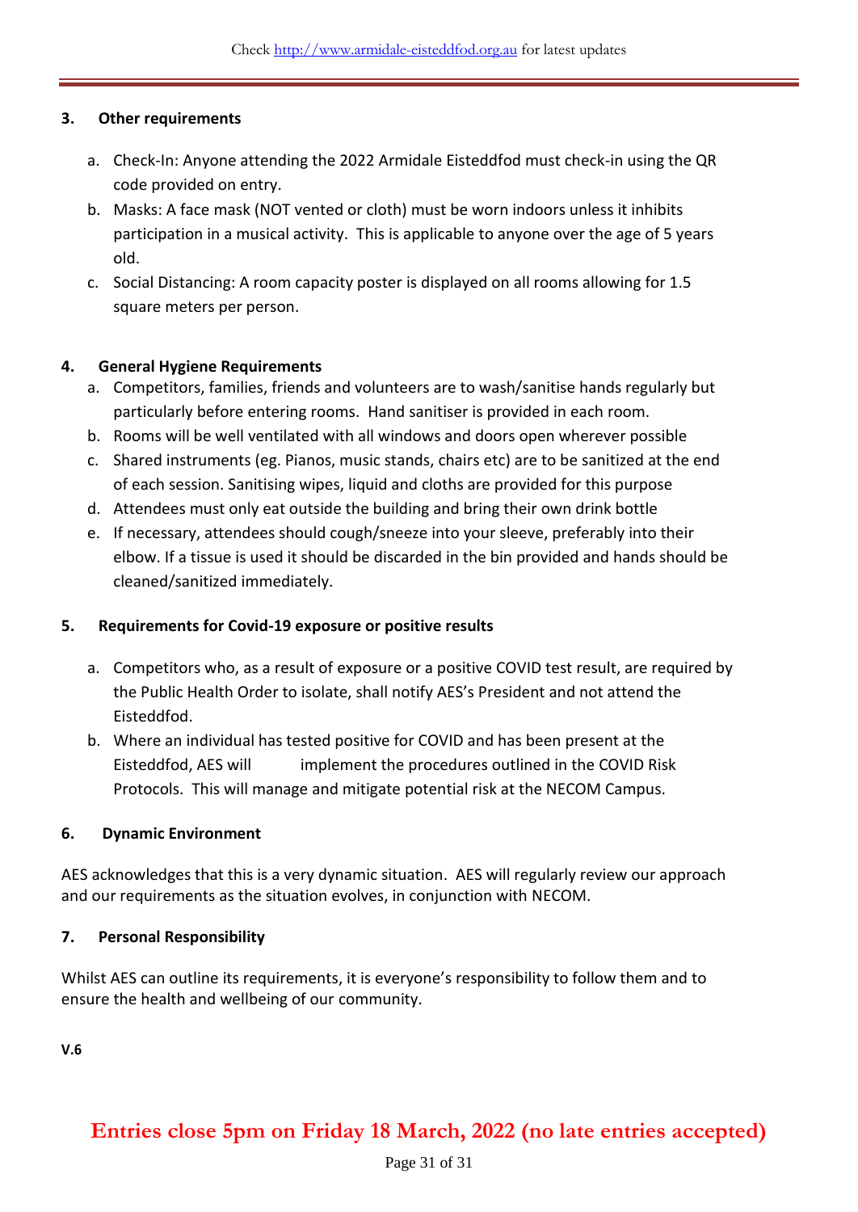### 3. Other requirements

a. Check-In: Anyone attending the 2022 Armidale Eisteddfod must check-in using the QR code provided on entry.
b. Masks: A face mask (NOT vented or cloth) must be worn indoors unless it inhibits participation in a musical activity. This is applicable to anyone over the age of 5 years old.
c. Social Distancing: A room capacity poster is displayed on all rooms allowing for 1.5 square meters per person.

### 4. General Hygiene Requirements

a. Competitors, families, friends and volunteers are to wash/sanitise hands regularly but particularly before entering rooms. Hand sanitiser is provided in each room.
b. Rooms will be well ventilated with all windows and doors open wherever possible
c. Shared instruments (eg. Pianos, music stands, chairs etc) are to be sanitized at the end of each session. Sanitising wipes, liquid and cloths are provided for this purpose
d. Attendees must only eat outside the building and bring their own drink bottle
e. If necessary, attendees should cough/sneeze into your sleeve, preferably into their elbow. If a tissue is used it should be discarded in the bin provided and hands should be cleaned/sanitized immediately.

### 5. Requirements for Covid-19 exposure or positive results

a. Competitors who, as a result of exposure or a positive COVID test result, are required by the Public Health Order to isolate, shall notify AES's President and not attend the Eisteddfod.
b. Where an individual has tested positive for COVID and has been present at the Eisteddfod, AES will implement the procedures outlined in the COVID Risk Protocols. This will manage and mitigate potential risk at the NECOM Campus.

### 6. Dynamic Environment

AES acknowledges that this is a very dynamic situation. AES will regularly review our approach and our requirements as the situation evolves, in conjunction with NECOM.

### 7. Personal Responsibility

Whilst AES can outline its requirements, it is everyone's responsibility to follow them and to ensure the health and wellbeing of our community.

**V.6**

**Entries close 5pm on Friday 18 March, 2022 (no late entries accepted)**